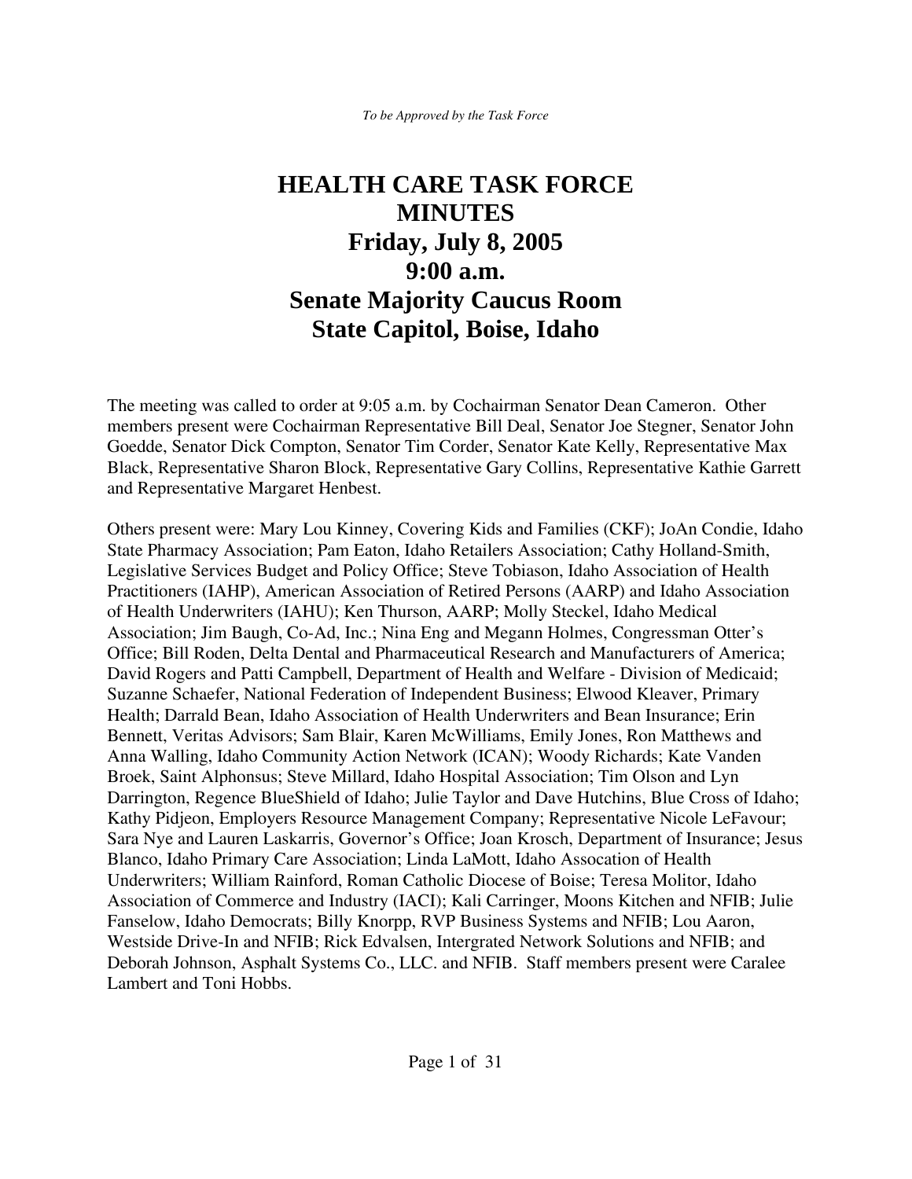*To be Approved by the Task Force*

# HEALTH CARE TASK FORCE
# MINUTES
# Friday, July 8, 2005
# 9:00 a.m.
# Senate Majority Caucus Room
# State Capitol, Boise, Idaho

The meeting was called to order at 9:05 a.m. by Cochairman Senator Dean Cameron. Other members present were Cochairman Representative Bill Deal, Senator Joe Stegner, Senator John Goedde, Senator Dick Compton, Senator Tim Corder, Senator Kate Kelly, Representative Max Black, Representative Sharon Block, Representative Gary Collins, Representative Kathie Garrett and Representative Margaret Henbest.

Others present were: Mary Lou Kinney, Covering Kids and Families (CKF); JoAn Condie, Idaho State Pharmacy Association; Pam Eaton, Idaho Retailers Association; Cathy Holland-Smith, Legislative Services Budget and Policy Office; Steve Tobiason, Idaho Association of Health Practitioners (IAHP), American Association of Retired Persons (AARP) and Idaho Association of Health Underwriters (IAHU); Ken Thurson, AARP; Molly Steckel, Idaho Medical Association; Jim Baugh, Co-Ad, Inc.; Nina Eng and Megann Holmes, Congressman Otter's Office; Bill Roden, Delta Dental and Pharmaceutical Research and Manufacturers of America; David Rogers and Patti Campbell, Department of Health and Welfare - Division of Medicaid; Suzanne Schaefer, National Federation of Independent Business; Elwood Kleaver, Primary Health; Darrald Bean, Idaho Association of Health Underwriters and Bean Insurance; Erin Bennett, Veritas Advisors; Sam Blair, Karen McWilliams, Emily Jones, Ron Matthews and Anna Walling, Idaho Community Action Network (ICAN); Woody Richards; Kate Vanden Broek, Saint Alphonsus; Steve Millard, Idaho Hospital Association; Tim Olson and Lyn Darrington, Regence BlueShield of Idaho; Julie Taylor and Dave Hutchins, Blue Cross of Idaho; Kathy Pidjeon, Employers Resource Management Company; Representative Nicole LeFavour; Sara Nye and Lauren Laskarris, Governor's Office; Joan Krosch, Department of Insurance; Jesus Blanco, Idaho Primary Care Association; Linda LaMott, Idaho Assocation of Health Underwriters; William Rainford, Roman Catholic Diocese of Boise; Teresa Molitor, Idaho Association of Commerce and Industry (IACI); Kali Carringer, Moons Kitchen and NFIB; Julie Fanselow, Idaho Democrats; Billy Knorpp, RVP Business Systems and NFIB; Lou Aaron, Westside Drive-In and NFIB; Rick Edvalsen, Intergrated Network Solutions and NFIB; and Deborah Johnson, Asphalt Systems Co., LLC. and NFIB. Staff members present were Caralee Lambert and Toni Hobbs.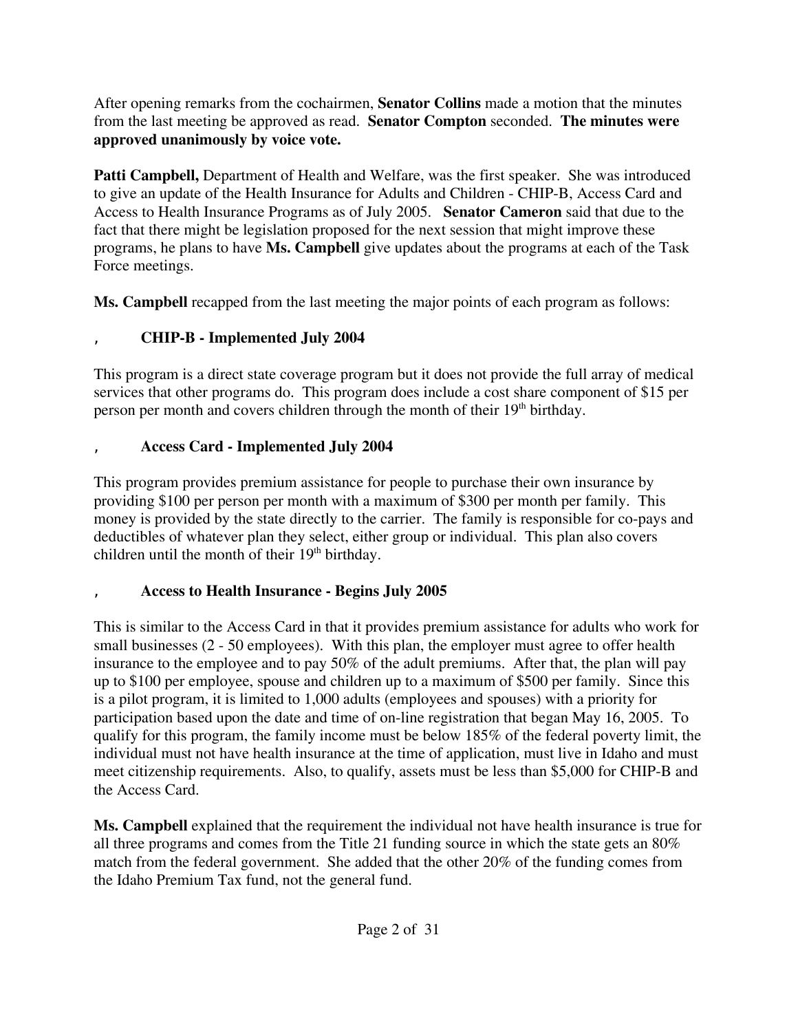After opening remarks from the cochairmen, **Senator Collins** made a motion that the minutes from the last meeting be approved as read. **Senator Compton** seconded. **The minutes were approved unanimously by voice vote.**

**Patti Campbell,** Department of Health and Welfare, was the first speaker. She was introduced to give an update of the Health Insurance for Adults and Children - CHIP-B, Access Card and Access to Health Insurance Programs as of July 2005. **Senator Cameron** said that due to the fact that there might be legislation proposed for the next session that might improve these programs, he plans to have **Ms. Campbell** give updates about the programs at each of the Task Force meetings.

**Ms. Campbell** recapped from the last meeting the major points of each program as follows:

- **CHIP-B - Implemented July 2004**

This program is a direct state coverage program but it does not provide the full array of medical services that other programs do. This program does include a cost share component of $15 per person per month and covers children through the month of their 19th birthday.

- **Access Card - Implemented July 2004**

This program provides premium assistance for people to purchase their own insurance by providing $100 per person per month with a maximum of $300 per month per family. This money is provided by the state directly to the carrier. The family is responsible for co-pays and deductibles of whatever plan they select, either group or individual. This plan also covers children until the month of their 19th birthday.

- **Access to Health Insurance - Begins July 2005**

This is similar to the Access Card in that it provides premium assistance for adults who work for small businesses (2 - 50 employees). With this plan, the employer must agree to offer health insurance to the employee and to pay 50% of the adult premiums. After that, the plan will pay up to $100 per employee, spouse and children up to a maximum of $500 per family. Since this is a pilot program, it is limited to 1,000 adults (employees and spouses) with a priority for participation based upon the date and time of on-line registration that began May 16, 2005. To qualify for this program, the family income must be below 185% of the federal poverty limit, the individual must not have health insurance at the time of application, must live in Idaho and must meet citizenship requirements. Also, to qualify, assets must be less than $5,000 for CHIP-B and the Access Card.

**Ms. Campbell** explained that the requirement the individual not have health insurance is true for all three programs and comes from the Title 21 funding source in which the state gets an 80% match from the federal government. She added that the other 20% of the funding comes from the Idaho Premium Tax fund, not the general fund.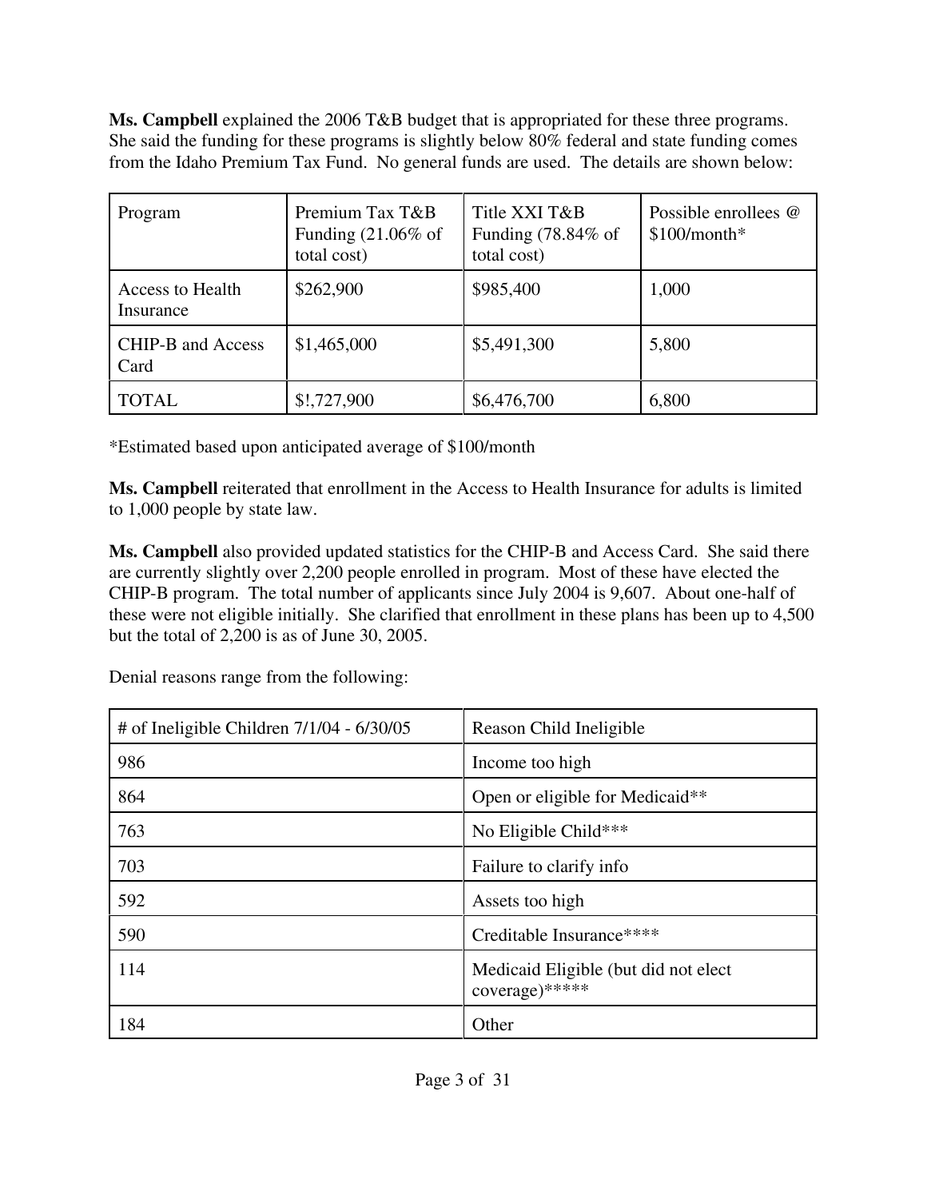**Ms. Campbell** explained the 2006 T&B budget that is appropriated for these three programs. She said the funding for these programs is slightly below 80% federal and state funding comes from the Idaho Premium Tax Fund. No general funds are used. The details are shown below:

| Program | Premium Tax T&B Funding (21.06% of total cost) | Title XXI T&B Funding (78.84% of total cost) | Possible enrollees @ $100/month* |
|---|---|---|---|
| Access to Health Insurance | $262,900 | $985,400 | 1,000 |
| CHIP-B and Access Card | $1,465,000 | $5,491,300 | 5,800 |
| TOTAL | $!,727,900 | $6,476,700 | 6,800 |

*Estimated based upon anticipated average of $100/month

**Ms. Campbell** reiterated that enrollment in the Access to Health Insurance for adults is limited to 1,000 people by state law.

**Ms. Campbell** also provided updated statistics for the CHIP-B and Access Card. She said there are currently slightly over 2,200 people enrolled in program. Most of these have elected the CHIP-B program. The total number of applicants since July 2004 is 9,607. About one-half of these were not eligible initially. She clarified that enrollment in these plans has been up to 4,500 but the total of 2,200 is as of June 30, 2005.

Denial reasons range from the following:

| # of Ineligible Children 7/1/04 - 6/30/05 | Reason Child Ineligible |
|---|---|
| 986 | Income too high |
| 864 | Open or eligible for Medicaid** |
| 763 | No Eligible Child*** |
| 703 | Failure to clarify info |
| 592 | Assets too high |
| 590 | Creditable Insurance**** |
| 114 | Medicaid Eligible (but did not elect coverage)***** |
| 184 | Other |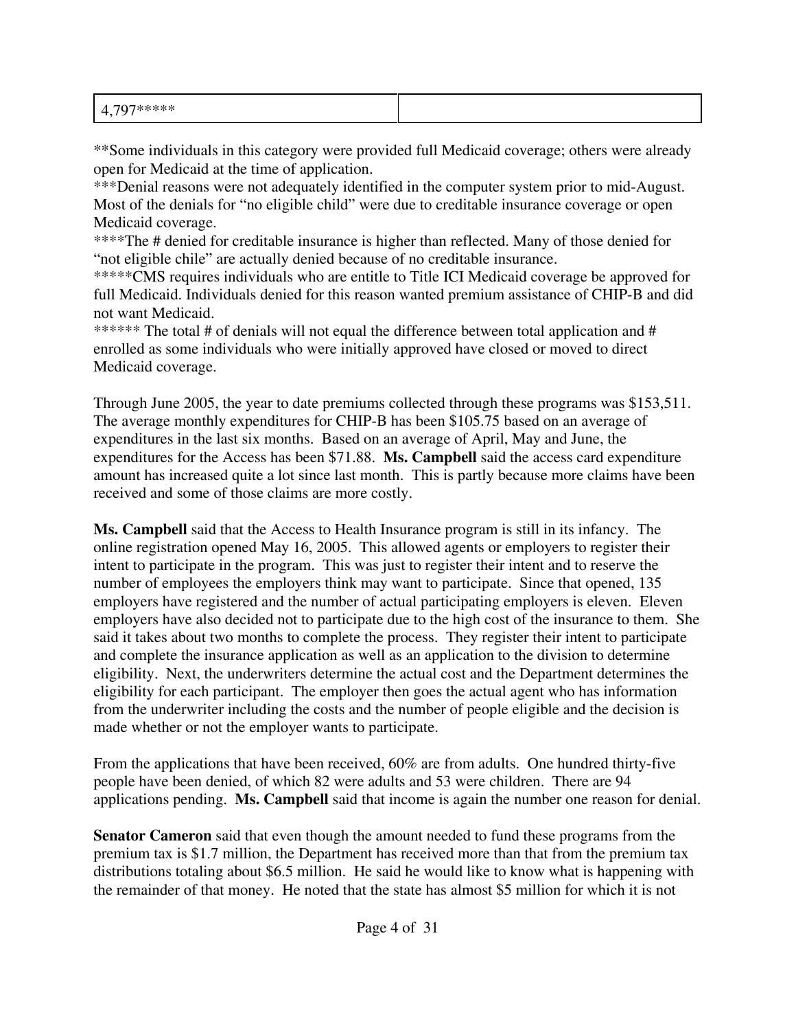| 4,797***** | |
|---|---|

**Some individuals in this category were provided full Medicaid coverage; others were already open for Medicaid at the time of application.

***Denial reasons were not adequately identified in the computer system prior to mid-August. Most of the denials for "no eligible child" were due to creditable insurance coverage or open Medicaid coverage.

****The # denied for creditable insurance is higher than reflected. Many of those denied for "not eligible chile" are actually denied because of no creditable insurance.

*****CMS requires individuals who are entitle to Title ICI Medicaid coverage be approved for full Medicaid. Individuals denied for this reason wanted premium assistance of CHIP-B and did not want Medicaid.

****** The total # of denials will not equal the difference between total application and # enrolled as some individuals who were initially approved have closed or moved to direct Medicaid coverage.

Through June 2005, the year to date premiums collected through these programs was $153,511. The average monthly expenditures for CHIP-B has been $105.75 based on an average of expenditures in the last six months. Based on an average of April, May and June, the expenditures for the Access has been $71.88. **Ms. Campbell** said the access card expenditure amount has increased quite a lot since last month. This is partly because more claims have been received and some of those claims are more costly.

**Ms. Campbell** said that the Access to Health Insurance program is still in its infancy. The online registration opened May 16, 2005. This allowed agents or employers to register their intent to participate in the program. This was just to register their intent and to reserve the number of employees the employers think may want to participate. Since that opened, 135 employers have registered and the number of actual participating employers is eleven. Eleven employers have also decided not to participate due to the high cost of the insurance to them. She said it takes about two months to complete the process. They register their intent to participate and complete the insurance application as well as an application to the division to determine eligibility. Next, the underwriters determine the actual cost and the Department determines the eligibility for each participant. The employer then goes the actual agent who has information from the underwriter including the costs and the number of people eligible and the decision is made whether or not the employer wants to participate.

From the applications that have been received, 60% are from adults. One hundred thirty-five people have been denied, of which 82 were adults and 53 were children. There are 94 applications pending. **Ms. Campbell** said that income is again the number one reason for denial.

**Senator Cameron** said that even though the amount needed to fund these programs from the premium tax is $1.7 million, the Department has received more than that from the premium tax distributions totaling about $6.5 million. He said he would like to know what is happening with the remainder of that money. He noted that the state has almost $5 million for which it is not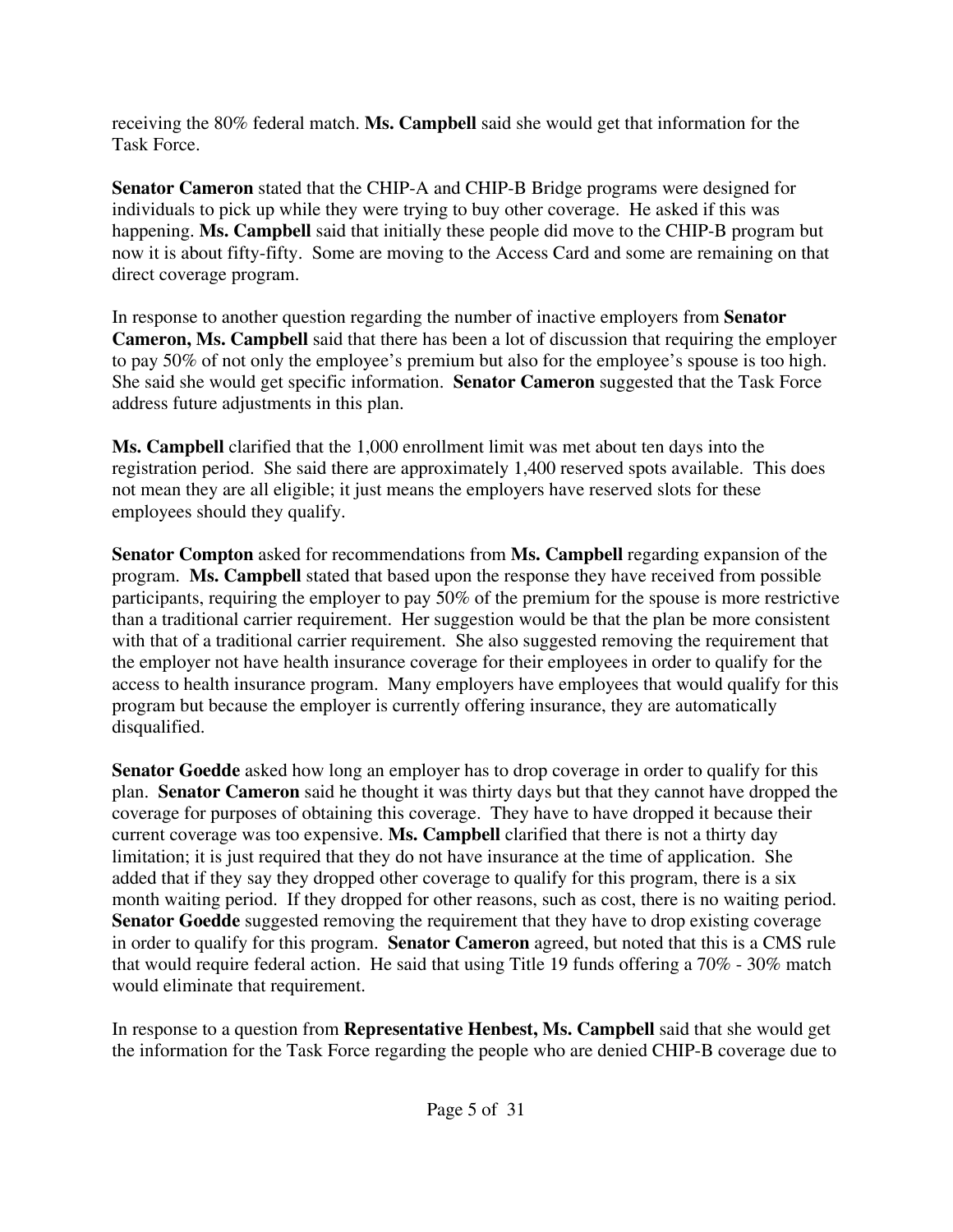receiving the 80% federal match. **Ms. Campbell** said she would get that information for the Task Force.

**Senator Cameron** stated that the CHIP-A and CHIP-B Bridge programs were designed for individuals to pick up while they were trying to buy other coverage. He asked if this was happening. **Ms. Campbell** said that initially these people did move to the CHIP-B program but now it is about fifty-fifty. Some are moving to the Access Card and some are remaining on that direct coverage program.

In response to another question regarding the number of inactive employers from **Senator Cameron, Ms. Campbell** said that there has been a lot of discussion that requiring the employer to pay 50% of not only the employee's premium but also for the employee's spouse is too high. She said she would get specific information. **Senator Cameron** suggested that the Task Force address future adjustments in this plan.

**Ms. Campbell** clarified that the 1,000 enrollment limit was met about ten days into the registration period. She said there are approximately 1,400 reserved spots available. This does not mean they are all eligible; it just means the employers have reserved slots for these employees should they qualify.

**Senator Compton** asked for recommendations from **Ms. Campbell** regarding expansion of the program. **Ms. Campbell** stated that based upon the response they have received from possible participants, requiring the employer to pay 50% of the premium for the spouse is more restrictive than a traditional carrier requirement. Her suggestion would be that the plan be more consistent with that of a traditional carrier requirement. She also suggested removing the requirement that the employer not have health insurance coverage for their employees in order to qualify for the access to health insurance program. Many employers have employees that would qualify for this program but because the employer is currently offering insurance, they are automatically disqualified.

**Senator Goedde** asked how long an employer has to drop coverage in order to qualify for this plan. **Senator Cameron** said he thought it was thirty days but that they cannot have dropped the coverage for purposes of obtaining this coverage. They have to have dropped it because their current coverage was too expensive. **Ms. Campbell** clarified that there is not a thirty day limitation; it is just required that they do not have insurance at the time of application. She added that if they say they dropped other coverage to qualify for this program, there is a six month waiting period. If they dropped for other reasons, such as cost, there is no waiting period. **Senator Goedde** suggested removing the requirement that they have to drop existing coverage in order to qualify for this program. **Senator Cameron** agreed, but noted that this is a CMS rule that would require federal action. He said that using Title 19 funds offering a 70% - 30% match would eliminate that requirement.

In response to a question from **Representative Henbest, Ms. Campbell** said that she would get the information for the Task Force regarding the people who are denied CHIP-B coverage due to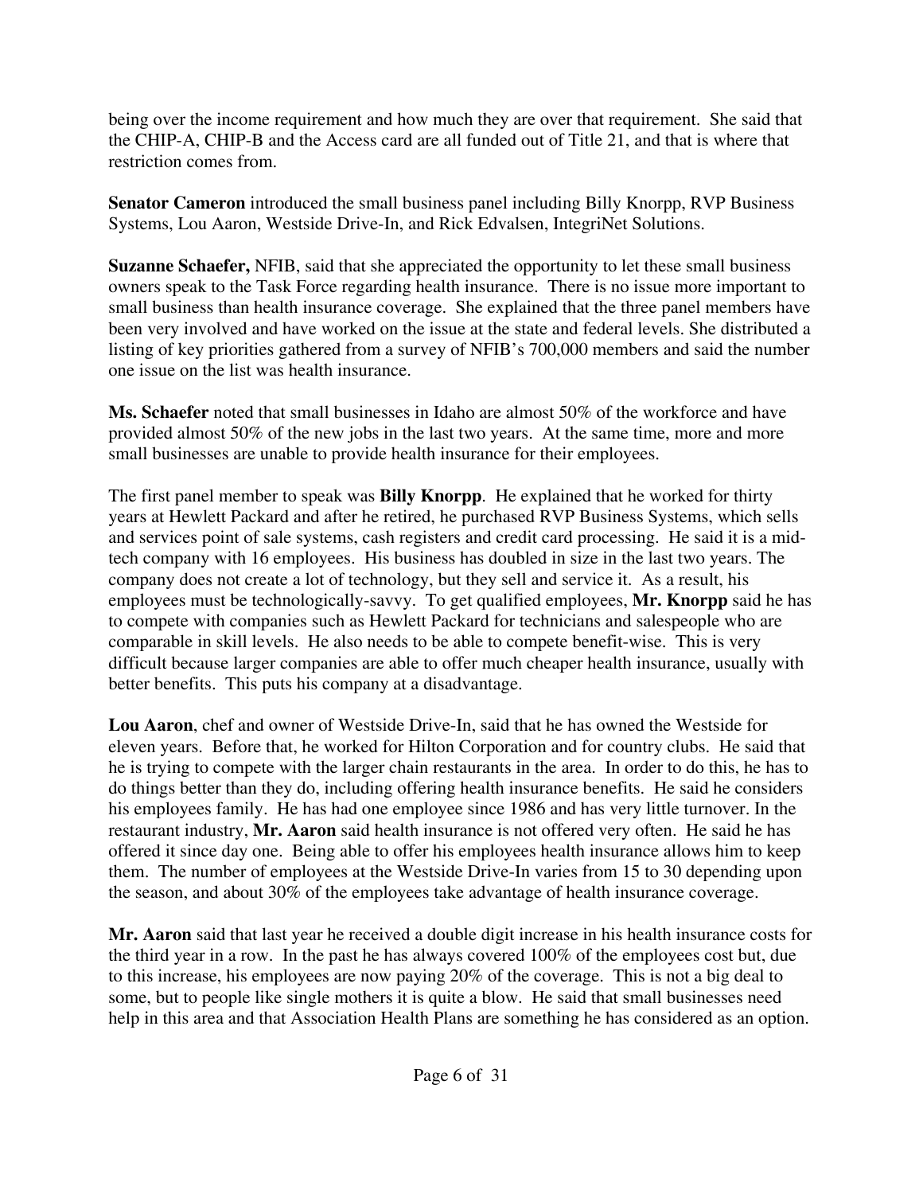being over the income requirement and how much they are over that requirement. She said that the CHIP-A, CHIP-B and the Access card are all funded out of Title 21, and that is where that restriction comes from.

**Senator Cameron** introduced the small business panel including Billy Knorpp, RVP Business Systems, Lou Aaron, Westside Drive-In, and Rick Edvalsen, IntegriNet Solutions.

**Suzanne Schaefer,** NFIB, said that she appreciated the opportunity to let these small business owners speak to the Task Force regarding health insurance. There is no issue more important to small business than health insurance coverage. She explained that the three panel members have been very involved and have worked on the issue at the state and federal levels. She distributed a listing of key priorities gathered from a survey of NFIB's 700,000 members and said the number one issue on the list was health insurance.

**Ms. Schaefer** noted that small businesses in Idaho are almost 50% of the workforce and have provided almost 50% of the new jobs in the last two years. At the same time, more and more small businesses are unable to provide health insurance for their employees.

The first panel member to speak was **Billy Knorpp**. He explained that he worked for thirty years at Hewlett Packard and after he retired, he purchased RVP Business Systems, which sells and services point of sale systems, cash registers and credit card processing. He said it is a mid-tech company with 16 employees. His business has doubled in size in the last two years. The company does not create a lot of technology, but they sell and service it. As a result, his employees must be technologically-savvy. To get qualified employees, **Mr. Knorpp** said he has to compete with companies such as Hewlett Packard for technicians and salespeople who are comparable in skill levels. He also needs to be able to compete benefit-wise. This is very difficult because larger companies are able to offer much cheaper health insurance, usually with better benefits. This puts his company at a disadvantage.

**Lou Aaron**, chef and owner of Westside Drive-In, said that he has owned the Westside for eleven years. Before that, he worked for Hilton Corporation and for country clubs. He said that he is trying to compete with the larger chain restaurants in the area. In order to do this, he has to do things better than they do, including offering health insurance benefits. He said he considers his employees family. He has had one employee since 1986 and has very little turnover. In the restaurant industry, **Mr. Aaron** said health insurance is not offered very often. He said he has offered it since day one. Being able to offer his employees health insurance allows him to keep them. The number of employees at the Westside Drive-In varies from 15 to 30 depending upon the season, and about 30% of the employees take advantage of health insurance coverage.

**Mr. Aaron** said that last year he received a double digit increase in his health insurance costs for the third year in a row. In the past he has always covered 100% of the employees cost but, due to this increase, his employees are now paying 20% of the coverage. This is not a big deal to some, but to people like single mothers it is quite a blow. He said that small businesses need help in this area and that Association Health Plans are something he has considered as an option.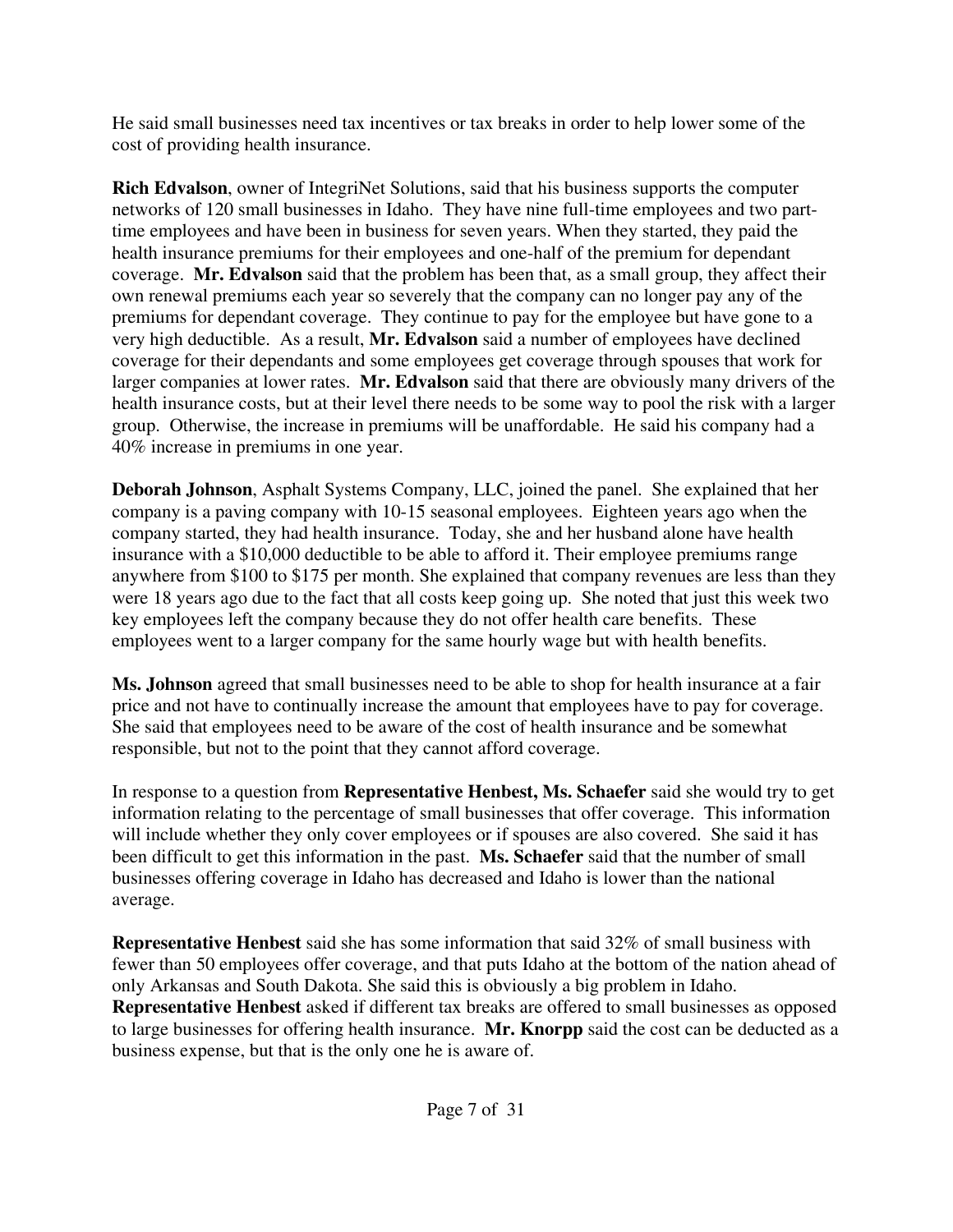He said small businesses need tax incentives or tax breaks in order to help lower some of the cost of providing health insurance.

**Rich Edvalson**, owner of IntegriNet Solutions, said that his business supports the computer networks of 120 small businesses in Idaho. They have nine full-time employees and two part-time employees and have been in business for seven years. When they started, they paid the health insurance premiums for their employees and one-half of the premium for dependant coverage. **Mr. Edvalson** said that the problem has been that, as a small group, they affect their own renewal premiums each year so severely that the company can no longer pay any of the premiums for dependant coverage. They continue to pay for the employee but have gone to a very high deductible. As a result, **Mr. Edvalson** said a number of employees have declined coverage for their dependants and some employees get coverage through spouses that work for larger companies at lower rates. **Mr. Edvalson** said that there are obviously many drivers of the health insurance costs, but at their level there needs to be some way to pool the risk with a larger group. Otherwise, the increase in premiums will be unaffordable. He said his company had a 40% increase in premiums in one year.

**Deborah Johnson**, Asphalt Systems Company, LLC, joined the panel. She explained that her company is a paving company with 10-15 seasonal employees. Eighteen years ago when the company started, they had health insurance. Today, she and her husband alone have health insurance with a $10,000 deductible to be able to afford it. Their employee premiums range anywhere from $100 to $175 per month. She explained that company revenues are less than they were 18 years ago due to the fact that all costs keep going up. She noted that just this week two key employees left the company because they do not offer health care benefits. These employees went to a larger company for the same hourly wage but with health benefits.

**Ms. Johnson** agreed that small businesses need to be able to shop for health insurance at a fair price and not have to continually increase the amount that employees have to pay for coverage. She said that employees need to be aware of the cost of health insurance and be somewhat responsible, but not to the point that they cannot afford coverage.

In response to a question from **Representative Henbest, Ms. Schaefer** said she would try to get information relating to the percentage of small businesses that offer coverage. This information will include whether they only cover employees or if spouses are also covered. She said it has been difficult to get this information in the past. **Ms. Schaefer** said that the number of small businesses offering coverage in Idaho has decreased and Idaho is lower than the national average.

**Representative Henbest** said she has some information that said 32% of small business with fewer than 50 employees offer coverage, and that puts Idaho at the bottom of the nation ahead of only Arkansas and South Dakota. She said this is obviously a big problem in Idaho. **Representative Henbest** asked if different tax breaks are offered to small businesses as opposed to large businesses for offering health insurance. **Mr. Knorpp** said the cost can be deducted as a business expense, but that is the only one he is aware of.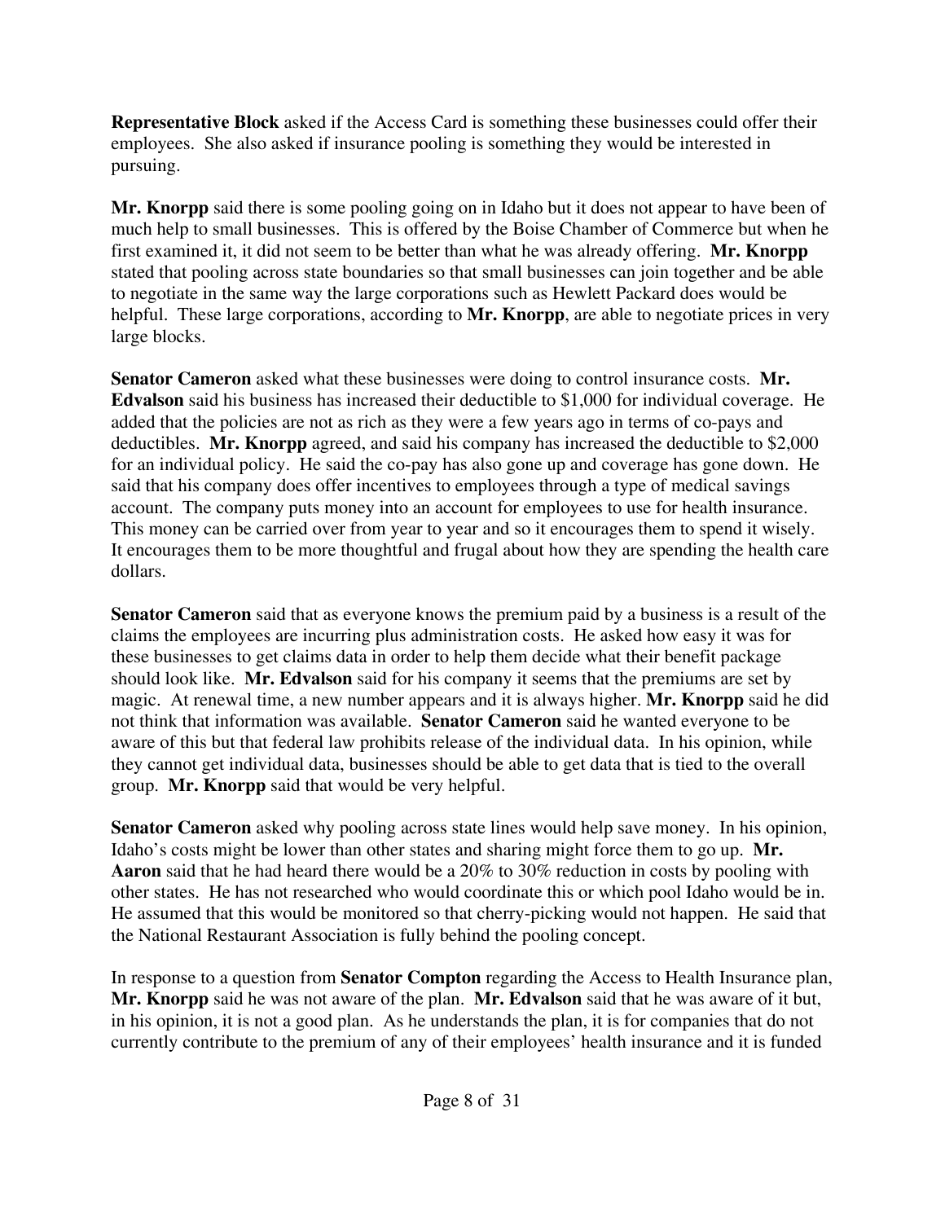**Representative Block** asked if the Access Card is something these businesses could offer their employees. She also asked if insurance pooling is something they would be interested in pursuing.

**Mr. Knorpp** said there is some pooling going on in Idaho but it does not appear to have been of much help to small businesses. This is offered by the Boise Chamber of Commerce but when he first examined it, it did not seem to be better than what he was already offering. **Mr. Knorpp** stated that pooling across state boundaries so that small businesses can join together and be able to negotiate in the same way the large corporations such as Hewlett Packard does would be helpful. These large corporations, according to **Mr. Knorpp**, are able to negotiate prices in very large blocks.

**Senator Cameron** asked what these businesses were doing to control insurance costs. **Mr. Edvalson** said his business has increased their deductible to $1,000 for individual coverage. He added that the policies are not as rich as they were a few years ago in terms of co-pays and deductibles. **Mr. Knorpp** agreed, and said his company has increased the deductible to $2,000 for an individual policy. He said the co-pay has also gone up and coverage has gone down. He said that his company does offer incentives to employees through a type of medical savings account. The company puts money into an account for employees to use for health insurance. This money can be carried over from year to year and so it encourages them to spend it wisely. It encourages them to be more thoughtful and frugal about how they are spending the health care dollars.

**Senator Cameron** said that as everyone knows the premium paid by a business is a result of the claims the employees are incurring plus administration costs. He asked how easy it was for these businesses to get claims data in order to help them decide what their benefit package should look like. **Mr. Edvalson** said for his company it seems that the premiums are set by magic. At renewal time, a new number appears and it is always higher. **Mr. Knorpp** said he did not think that information was available. **Senator Cameron** said he wanted everyone to be aware of this but that federal law prohibits release of the individual data. In his opinion, while they cannot get individual data, businesses should be able to get data that is tied to the overall group. **Mr. Knorpp** said that would be very helpful.

**Senator Cameron** asked why pooling across state lines would help save money. In his opinion, Idaho's costs might be lower than other states and sharing might force them to go up. **Mr. Aaron** said that he had heard there would be a 20% to 30% reduction in costs by pooling with other states. He has not researched who would coordinate this or which pool Idaho would be in. He assumed that this would be monitored so that cherry-picking would not happen. He said that the National Restaurant Association is fully behind the pooling concept.

In response to a question from **Senator Compton** regarding the Access to Health Insurance plan, **Mr. Knorpp** said he was not aware of the plan. **Mr. Edvalson** said that he was aware of it but, in his opinion, it is not a good plan. As he understands the plan, it is for companies that do not currently contribute to the premium of any of their employees' health insurance and it is funded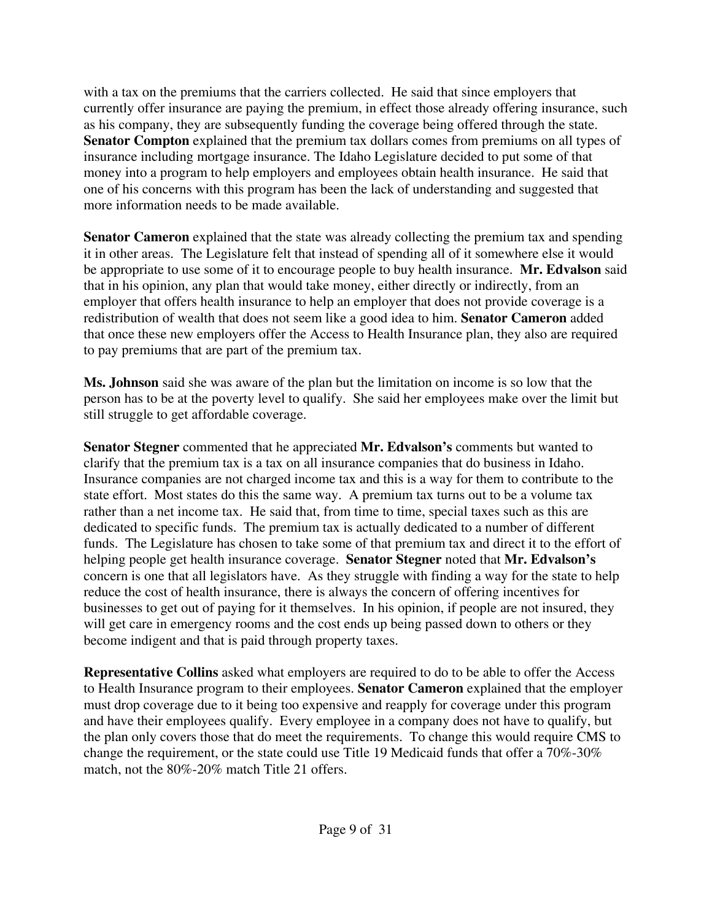with a tax on the premiums that the carriers collected. He said that since employers that currently offer insurance are paying the premium, in effect those already offering insurance, such as his company, they are subsequently funding the coverage being offered through the state. **Senator Compton** explained that the premium tax dollars comes from premiums on all types of insurance including mortgage insurance. The Idaho Legislature decided to put some of that money into a program to help employers and employees obtain health insurance. He said that one of his concerns with this program has been the lack of understanding and suggested that more information needs to be made available.

**Senator Cameron** explained that the state was already collecting the premium tax and spending it in other areas. The Legislature felt that instead of spending all of it somewhere else it would be appropriate to use some of it to encourage people to buy health insurance. **Mr. Edvalson** said that in his opinion, any plan that would take money, either directly or indirectly, from an employer that offers health insurance to help an employer that does not provide coverage is a redistribution of wealth that does not seem like a good idea to him. **Senator Cameron** added that once these new employers offer the Access to Health Insurance plan, they also are required to pay premiums that are part of the premium tax.

**Ms. Johnson** said she was aware of the plan but the limitation on income is so low that the person has to be at the poverty level to qualify. She said her employees make over the limit but still struggle to get affordable coverage.

**Senator Stegner** commented that he appreciated **Mr. Edvalson's** comments but wanted to clarify that the premium tax is a tax on all insurance companies that do business in Idaho. Insurance companies are not charged income tax and this is a way for them to contribute to the state effort. Most states do this the same way. A premium tax turns out to be a volume tax rather than a net income tax. He said that, from time to time, special taxes such as this are dedicated to specific funds. The premium tax is actually dedicated to a number of different funds. The Legislature has chosen to take some of that premium tax and direct it to the effort of helping people get health insurance coverage. **Senator Stegner** noted that **Mr. Edvalson's** concern is one that all legislators have. As they struggle with finding a way for the state to help reduce the cost of health insurance, there is always the concern of offering incentives for businesses to get out of paying for it themselves. In his opinion, if people are not insured, they will get care in emergency rooms and the cost ends up being passed down to others or they become indigent and that is paid through property taxes.

**Representative Collins** asked what employers are required to do to be able to offer the Access to Health Insurance program to their employees. **Senator Cameron** explained that the employer must drop coverage due to it being too expensive and reapply for coverage under this program and have their employees qualify. Every employee in a company does not have to qualify, but the plan only covers those that do meet the requirements. To change this would require CMS to change the requirement, or the state could use Title 19 Medicaid funds that offer a 70%-30% match, not the 80%-20% match Title 21 offers.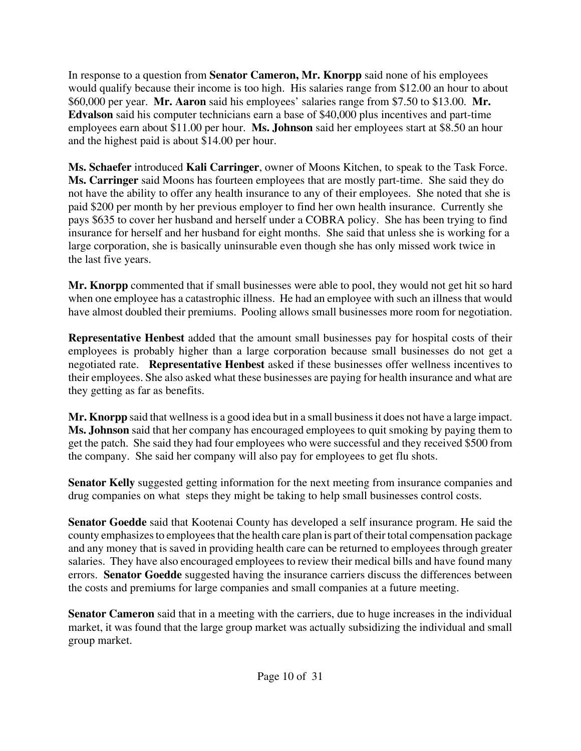In response to a question from **Senator Cameron, Mr. Knorpp** said none of his employees would qualify because their income is too high. His salaries range from $12.00 an hour to about $60,000 per year. **Mr. Aaron** said his employees' salaries range from $7.50 to $13.00. **Mr. Edvalson** said his computer technicians earn a base of $40,000 plus incentives and part-time employees earn about $11.00 per hour. **Ms. Johnson** said her employees start at $8.50 an hour and the highest paid is about $14.00 per hour.

**Ms. Schaefer** introduced **Kali Carringer**, owner of Moons Kitchen, to speak to the Task Force. **Ms. Carringer** said Moons has fourteen employees that are mostly part-time. She said they do not have the ability to offer any health insurance to any of their employees. She noted that she is paid $200 per month by her previous employer to find her own health insurance. Currently she pays $635 to cover her husband and herself under a COBRA policy. She has been trying to find insurance for herself and her husband for eight months. She said that unless she is working for a large corporation, she is basically uninsurable even though she has only missed work twice in the last five years.

**Mr. Knorpp** commented that if small businesses were able to pool, they would not get hit so hard when one employee has a catastrophic illness. He had an employee with such an illness that would have almost doubled their premiums. Pooling allows small businesses more room for negotiation.

**Representative Henbest** added that the amount small businesses pay for hospital costs of their employees is probably higher than a large corporation because small businesses do not get a negotiated rate. **Representative Henbest** asked if these businesses offer wellness incentives to their employees. She also asked what these businesses are paying for health insurance and what are they getting as far as benefits.

**Mr. Knorpp** said that wellness is a good idea but in a small business it does not have a large impact. **Ms. Johnson** said that her company has encouraged employees to quit smoking by paying them to get the patch. She said they had four employees who were successful and they received $500 from the company. She said her company will also pay for employees to get flu shots.

**Senator Kelly** suggested getting information for the next meeting from insurance companies and drug companies on what steps they might be taking to help small businesses control costs.

**Senator Goedde** said that Kootenai County has developed a self insurance program. He said the county emphasizes to employees that the health care plan is part of their total compensation package and any money that is saved in providing health care can be returned to employees through greater salaries. They have also encouraged employees to review their medical bills and have found many errors. **Senator Goedde** suggested having the insurance carriers discuss the differences between the costs and premiums for large companies and small companies at a future meeting.

**Senator Cameron** said that in a meeting with the carriers, due to huge increases in the individual market, it was found that the large group market was actually subsidizing the individual and small group market.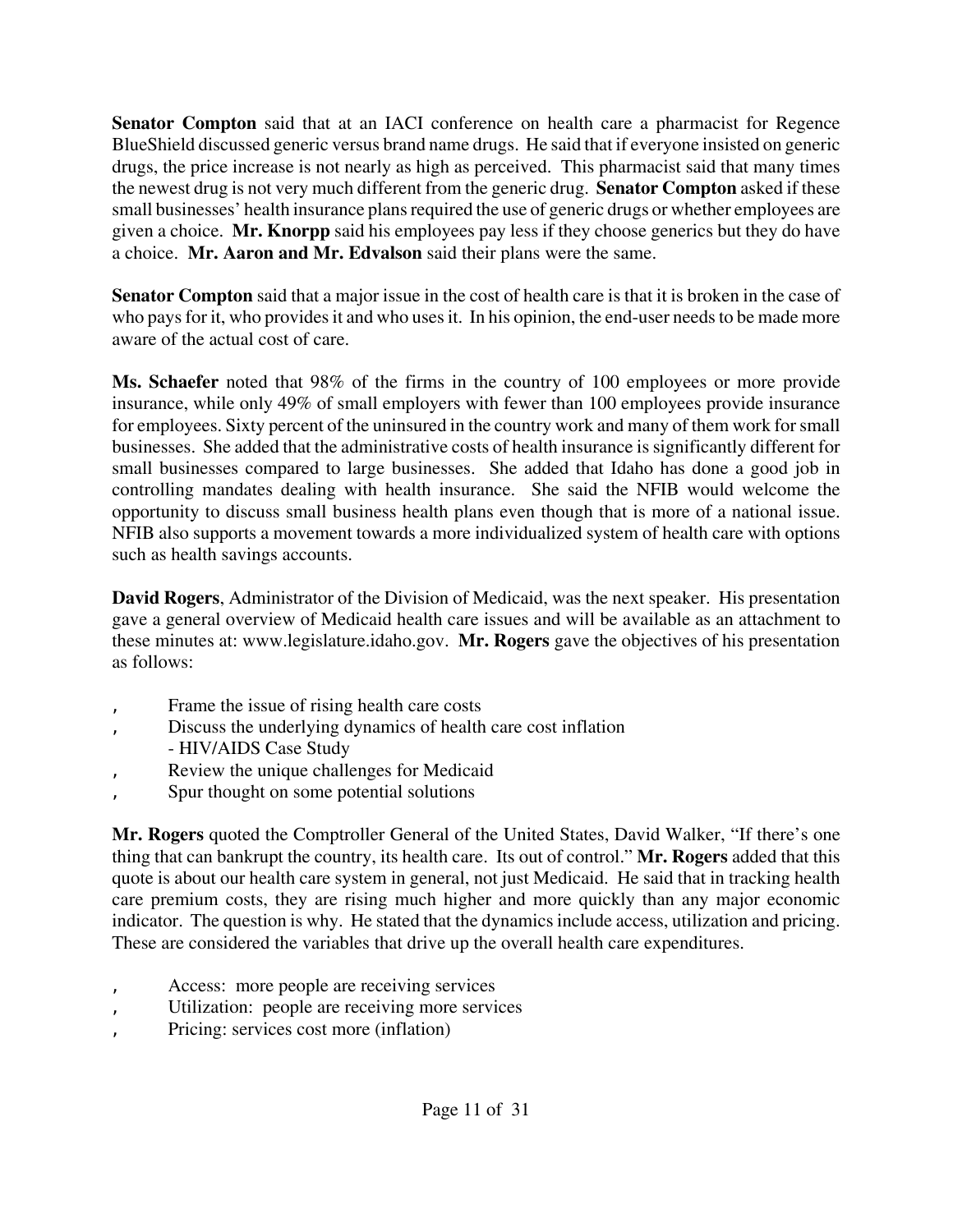**Senator Compton** said that at an IACI conference on health care a pharmacist for Regence BlueShield discussed generic versus brand name drugs. He said that if everyone insisted on generic drugs, the price increase is not nearly as high as perceived. This pharmacist said that many times the newest drug is not very much different from the generic drug. **Senator Compton** asked if these small businesses' health insurance plans required the use of generic drugs or whether employees are given a choice. **Mr. Knorpp** said his employees pay less if they choose generics but they do have a choice. **Mr. Aaron and Mr. Edvalson** said their plans were the same.

**Senator Compton** said that a major issue in the cost of health care is that it is broken in the case of who pays for it, who provides it and who uses it. In his opinion, the end-user needs to be made more aware of the actual cost of care.

**Ms. Schaefer** noted that 98% of the firms in the country of 100 employees or more provide insurance, while only 49% of small employers with fewer than 100 employees provide insurance for employees. Sixty percent of the uninsured in the country work and many of them work for small businesses. She added that the administrative costs of health insurance is significantly different for small businesses compared to large businesses. She added that Idaho has done a good job in controlling mandates dealing with health insurance. She said the NFIB would welcome the opportunity to discuss small business health plans even though that is more of a national issue. NFIB also supports a movement towards a more individualized system of health care with options such as health savings accounts.

**David Rogers**, Administrator of the Division of Medicaid, was the next speaker. His presentation gave a general overview of Medicaid health care issues and will be available as an attachment to these minutes at: www.legislature.idaho.gov. **Mr. Rogers** gave the objectives of his presentation as follows:

- Frame the issue of rising health care costs
- Discuss the underlying dynamics of health care cost inflation
  - HIV/AIDS Case Study
- Review the unique challenges for Medicaid
- Spur thought on some potential solutions

**Mr. Rogers** quoted the Comptroller General of the United States, David Walker, "If there's one thing that can bankrupt the country, its health care. Its out of control." **Mr. Rogers** added that this quote is about our health care system in general, not just Medicaid. He said that in tracking health care premium costs, they are rising much higher and more quickly than any major economic indicator. The question is why. He stated that the dynamics include access, utilization and pricing. These are considered the variables that drive up the overall health care expenditures.

- Access: more people are receiving services
- Utilization: people are receiving more services
- Pricing: services cost more (inflation)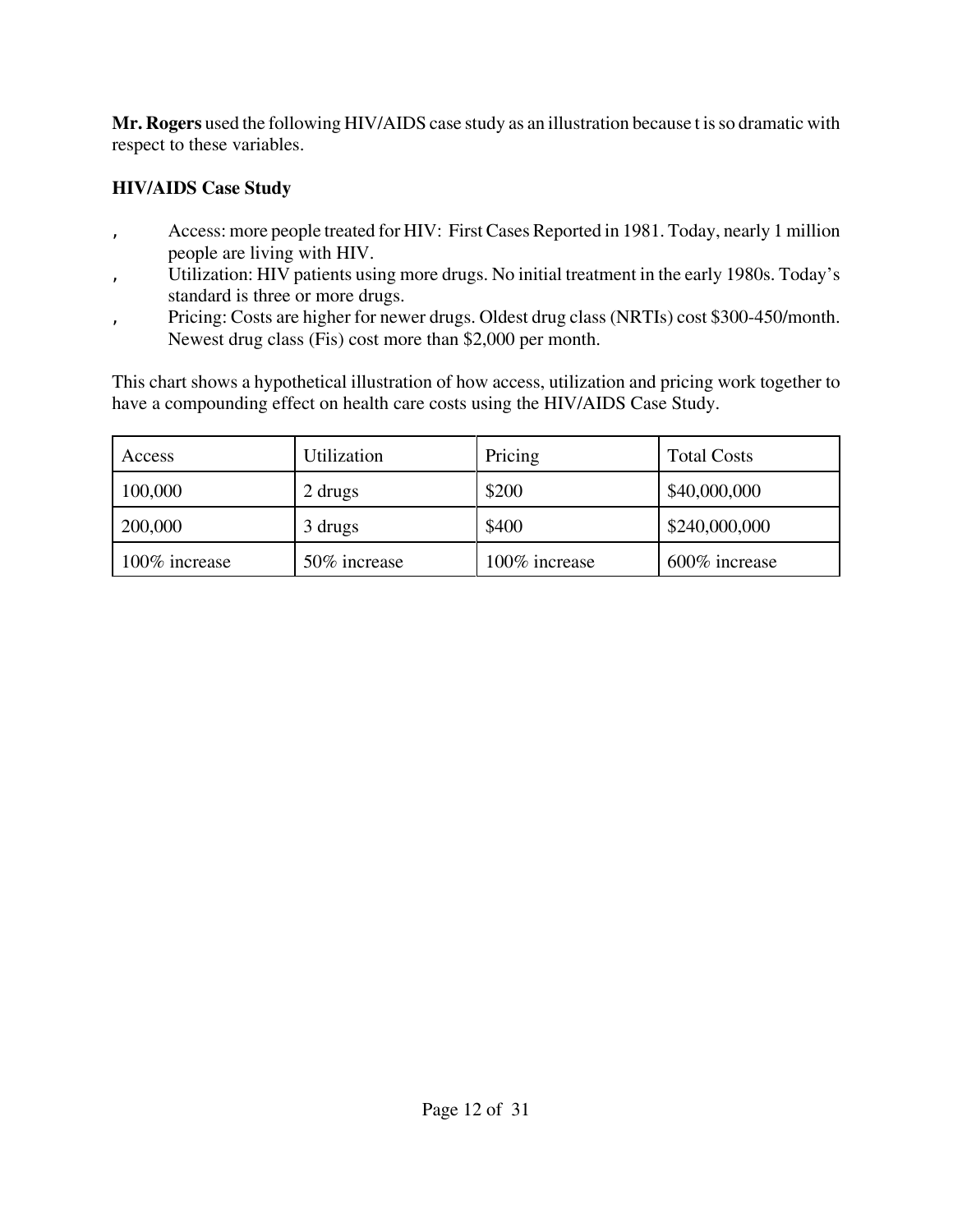**Mr. Rogers** used the following HIV/AIDS case study as an illustration because t is so dramatic with respect to these variables.

**HIV/AIDS Case Study**

- Access: more people treated for HIV: First Cases Reported in 1981. Today, nearly 1 million people are living with HIV.
- Utilization: HIV patients using more drugs. No initial treatment in the early 1980s. Today's standard is three or more drugs.
- Pricing: Costs are higher for newer drugs. Oldest drug class (NRTIs) cost $300-450/month. Newest drug class (Fis) cost more than $2,000 per month.

This chart shows a hypothetical illustration of how access, utilization and pricing work together to have a compounding effect on health care costs using the HIV/AIDS Case Study.

| Access | Utilization | Pricing | Total Costs |
|---|---|---|---|
| 100,000 | 2 drugs | $200 | $40,000,000 |
| 200,000 | 3 drugs | $400 | $240,000,000 |
| 100% increase | 50% increase | 100% increase | 600% increase |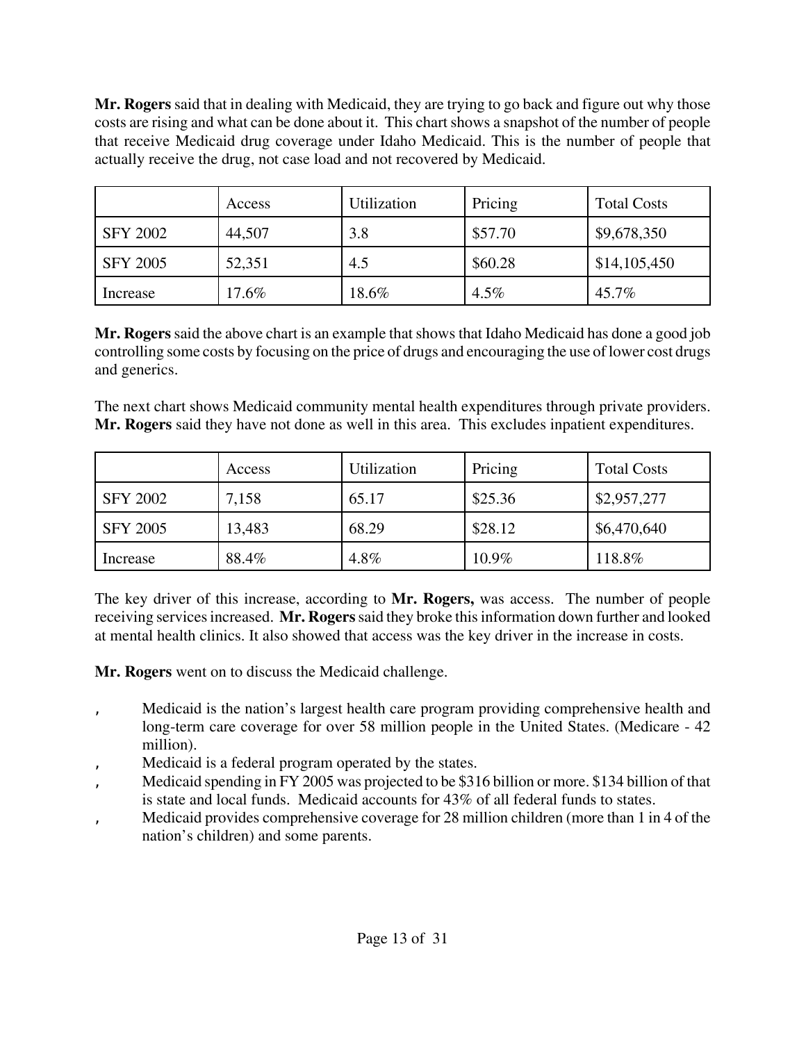**Mr. Rogers** said that in dealing with Medicaid, they are trying to go back and figure out why those costs are rising and what can be done about it. This chart shows a snapshot of the number of people that receive Medicaid drug coverage under Idaho Medicaid. This is the number of people that actually receive the drug, not case load and not recovered by Medicaid.

| | Access | Utilization | Pricing | Total Costs |
|---|---|---|---|---|
| SFY 2002 | 44,507 | 3.8 | $57.70 | $9,678,350 |
| SFY 2005 | 52,351 | 4.5 | $60.28 | $14,105,450 |
| Increase | 17.6% | 18.6% | 4.5% | 45.7% |

**Mr. Rogers** said the above chart is an example that shows that Idaho Medicaid has done a good job controlling some costs by focusing on the price of drugs and encouraging the use of lower cost drugs and generics.

The next chart shows Medicaid community mental health expenditures through private providers. **Mr. Rogers** said they have not done as well in this area. This excludes inpatient expenditures.

| | Access | Utilization | Pricing | Total Costs |
|---|---|---|---|---|
| SFY 2002 | 7,158 | 65.17 | $25.36 | $2,957,277 |
| SFY 2005 | 13,483 | 68.29 | $28.12 | $6,470,640 |
| Increase | 88.4% | 4.8% | 10.9% | 118.8% |

The key driver of this increase, according to **Mr. Rogers,** was access. The number of people receiving services increased. **Mr. Rogers** said they broke this information down further and looked at mental health clinics. It also showed that access was the key driver in the increase in costs.

**Mr. Rogers** went on to discuss the Medicaid challenge.

- Medicaid is the nation's largest health care program providing comprehensive health and long-term care coverage for over 58 million people in the United States. (Medicare - 42 million).
- Medicaid is a federal program operated by the states.
- Medicaid spending in FY 2005 was projected to be $316 billion or more. $134 billion of that is state and local funds. Medicaid accounts for 43% of all federal funds to states.
- Medicaid provides comprehensive coverage for 28 million children (more than 1 in 4 of the nation's children) and some parents.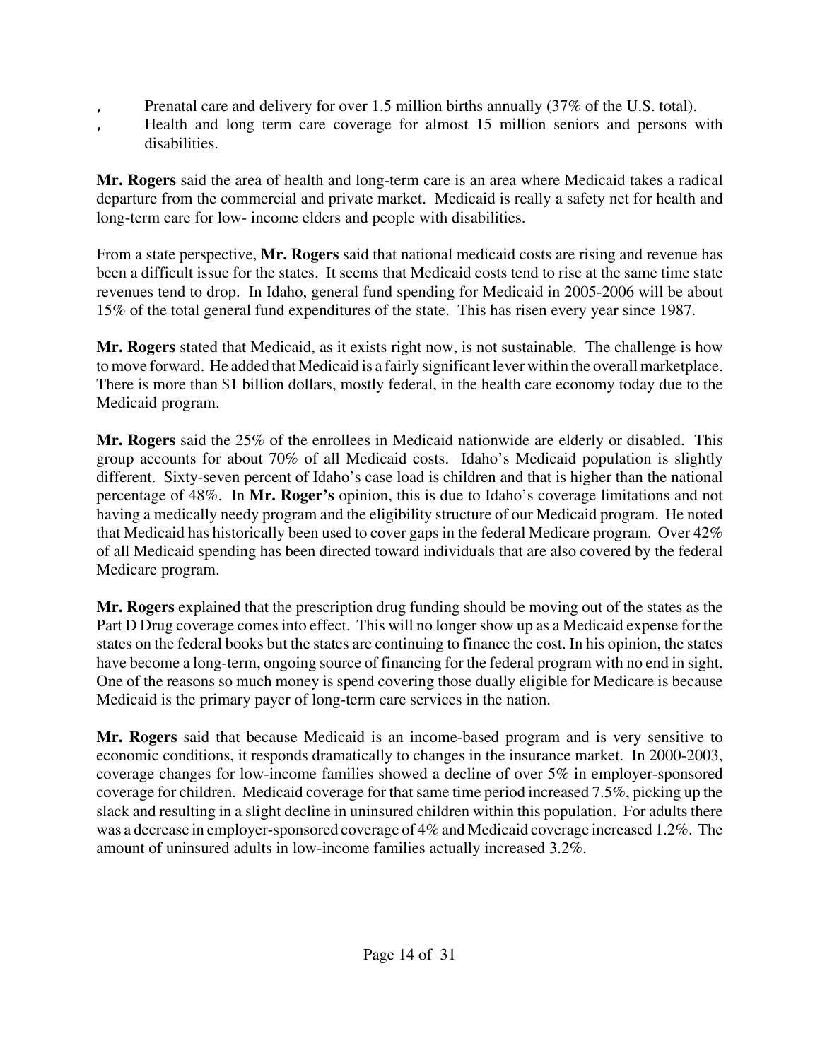- Prenatal care and delivery for over 1.5 million births annually (37% of the U.S. total).
- Health and long term care coverage for almost 15 million seniors and persons with disabilities.

**Mr. Rogers** said the area of health and long-term care is an area where Medicaid takes a radical departure from the commercial and private market. Medicaid is really a safety net for health and long-term care for low- income elders and people with disabilities.

From a state perspective, **Mr. Rogers** said that national medicaid costs are rising and revenue has been a difficult issue for the states. It seems that Medicaid costs tend to rise at the same time state revenues tend to drop. In Idaho, general fund spending for Medicaid in 2005-2006 will be about 15% of the total general fund expenditures of the state. This has risen every year since 1987.

**Mr. Rogers** stated that Medicaid, as it exists right now, is not sustainable. The challenge is how to move forward. He added that Medicaid is a fairly significant lever within the overall marketplace. There is more than $1 billion dollars, mostly federal, in the health care economy today due to the Medicaid program.

**Mr. Rogers** said the 25% of the enrollees in Medicaid nationwide are elderly or disabled. This group accounts for about 70% of all Medicaid costs. Idaho's Medicaid population is slightly different. Sixty-seven percent of Idaho's case load is children and that is higher than the national percentage of 48%. In **Mr. Roger's** opinion, this is due to Idaho's coverage limitations and not having a medically needy program and the eligibility structure of our Medicaid program. He noted that Medicaid has historically been used to cover gaps in the federal Medicare program. Over 42% of all Medicaid spending has been directed toward individuals that are also covered by the federal Medicare program.

**Mr. Rogers** explained that the prescription drug funding should be moving out of the states as the Part D Drug coverage comes into effect. This will no longer show up as a Medicaid expense for the states on the federal books but the states are continuing to finance the cost. In his opinion, the states have become a long-term, ongoing source of financing for the federal program with no end in sight. One of the reasons so much money is spend covering those dually eligible for Medicare is because Medicaid is the primary payer of long-term care services in the nation.

**Mr. Rogers** said that because Medicaid is an income-based program and is very sensitive to economic conditions, it responds dramatically to changes in the insurance market. In 2000-2003, coverage changes for low-income families showed a decline of over 5% in employer-sponsored coverage for children. Medicaid coverage for that same time period increased 7.5%, picking up the slack and resulting in a slight decline in uninsured children within this population. For adults there was a decrease in employer-sponsored coverage of 4% and Medicaid coverage increased 1.2%. The amount of uninsured adults in low-income families actually increased 3.2%.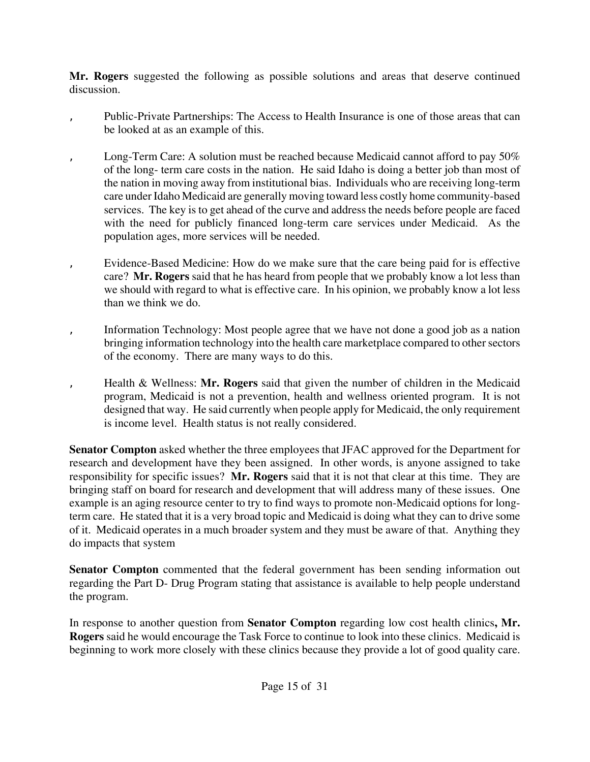**Mr. Rogers** suggested the following as possible solutions and areas that deserve continued discussion.

- Public-Private Partnerships: The Access to Health Insurance is one of those areas that can be looked at as an example of this.
- Long-Term Care: A solution must be reached because Medicaid cannot afford to pay 50% of the long- term care costs in the nation. He said Idaho is doing a better job than most of the nation in moving away from institutional bias. Individuals who are receiving long-term care under Idaho Medicaid are generally moving toward less costly home community-based services. The key is to get ahead of the curve and address the needs before people are faced with the need for publicly financed long-term care services under Medicaid. As the population ages, more services will be needed.
- Evidence-Based Medicine: How do we make sure that the care being paid for is effective care? **Mr. Rogers** said that he has heard from people that we probably know a lot less than we should with regard to what is effective care. In his opinion, we probably know a lot less than we think we do.
- Information Technology: Most people agree that we have not done a good job as a nation bringing information technology into the health care marketplace compared to other sectors of the economy. There are many ways to do this.
- Health & Wellness: **Mr. Rogers** said that given the number of children in the Medicaid program, Medicaid is not a prevention, health and wellness oriented program. It is not designed that way. He said currently when people apply for Medicaid, the only requirement is income level. Health status is not really considered.

**Senator Compton** asked whether the three employees that JFAC approved for the Department for research and development have they been assigned. In other words, is anyone assigned to take responsibility for specific issues? **Mr. Rogers** said that it is not that clear at this time. They are bringing staff on board for research and development that will address many of these issues. One example is an aging resource center to try to find ways to promote non-Medicaid options for long-term care. He stated that it is a very broad topic and Medicaid is doing what they can to drive some of it. Medicaid operates in a much broader system and they must be aware of that. Anything they do impacts that system

**Senator Compton** commented that the federal government has been sending information out regarding the Part D- Drug Program stating that assistance is available to help people understand the program.

In response to another question from **Senator Compton** regarding low cost health clinics**, Mr. Rogers** said he would encourage the Task Force to continue to look into these clinics. Medicaid is beginning to work more closely with these clinics because they provide a lot of good quality care.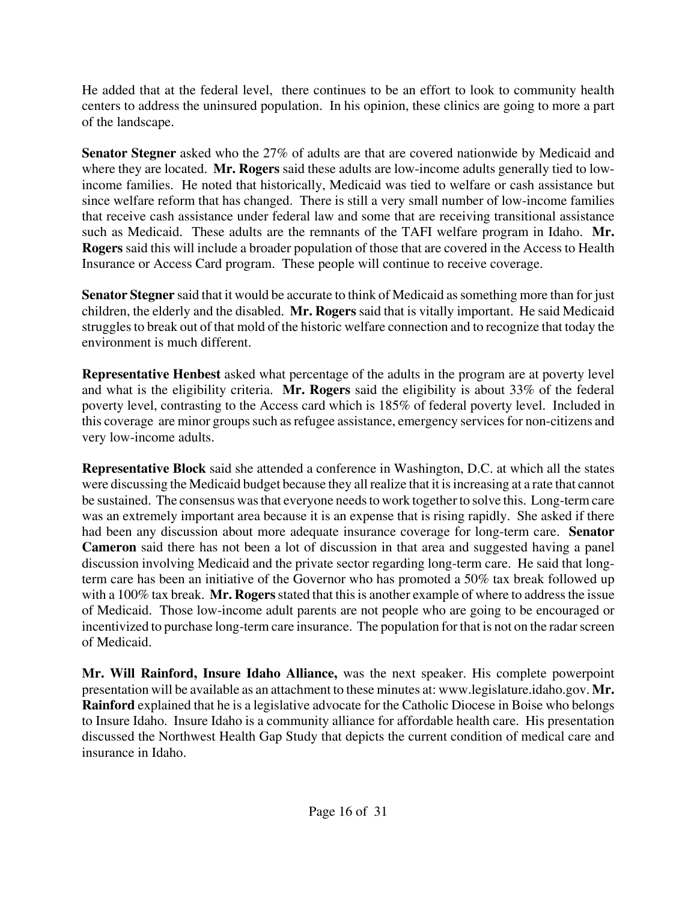He added that at the federal level, there continues to be an effort to look to community health centers to address the uninsured population. In his opinion, these clinics are going to more a part of the landscape.

**Senator Stegner** asked who the 27% of adults are that are covered nationwide by Medicaid and where they are located. **Mr. Rogers** said these adults are low-income adults generally tied to low-income families. He noted that historically, Medicaid was tied to welfare or cash assistance but since welfare reform that has changed. There is still a very small number of low-income families that receive cash assistance under federal law and some that are receiving transitional assistance such as Medicaid. These adults are the remnants of the TAFI welfare program in Idaho. **Mr. Rogers** said this will include a broader population of those that are covered in the Access to Health Insurance or Access Card program. These people will continue to receive coverage.

**Senator Stegner** said that it would be accurate to think of Medicaid as something more than for just children, the elderly and the disabled. **Mr. Rogers** said that is vitally important. He said Medicaid struggles to break out of that mold of the historic welfare connection and to recognize that today the environment is much different.

**Representative Henbest** asked what percentage of the adults in the program are at poverty level and what is the eligibility criteria. **Mr. Rogers** said the eligibility is about 33% of the federal poverty level, contrasting to the Access card which is 185% of federal poverty level. Included in this coverage are minor groups such as refugee assistance, emergency services for non-citizens and very low-income adults.

**Representative Block** said she attended a conference in Washington, D.C. at which all the states were discussing the Medicaid budget because they all realize that it is increasing at a rate that cannot be sustained. The consensus was that everyone needs to work together to solve this. Long-term care was an extremely important area because it is an expense that is rising rapidly. She asked if there had been any discussion about more adequate insurance coverage for long-term care. **Senator Cameron** said there has not been a lot of discussion in that area and suggested having a panel discussion involving Medicaid and the private sector regarding long-term care. He said that long-term care has been an initiative of the Governor who has promoted a 50% tax break followed up with a 100% tax break. **Mr. Rogers** stated that this is another example of where to address the issue of Medicaid. Those low-income adult parents are not people who are going to be encouraged or incentivized to purchase long-term care insurance. The population for that is not on the radar screen of Medicaid.

**Mr. Will Rainford, Insure Idaho Alliance,** was the next speaker. His complete powerpoint presentation will be available as an attachment to these minutes at: www.legislature.idaho.gov. **Mr. Rainford** explained that he is a legislative advocate for the Catholic Diocese in Boise who belongs to Insure Idaho. Insure Idaho is a community alliance for affordable health care. His presentation discussed the Northwest Health Gap Study that depicts the current condition of medical care and insurance in Idaho.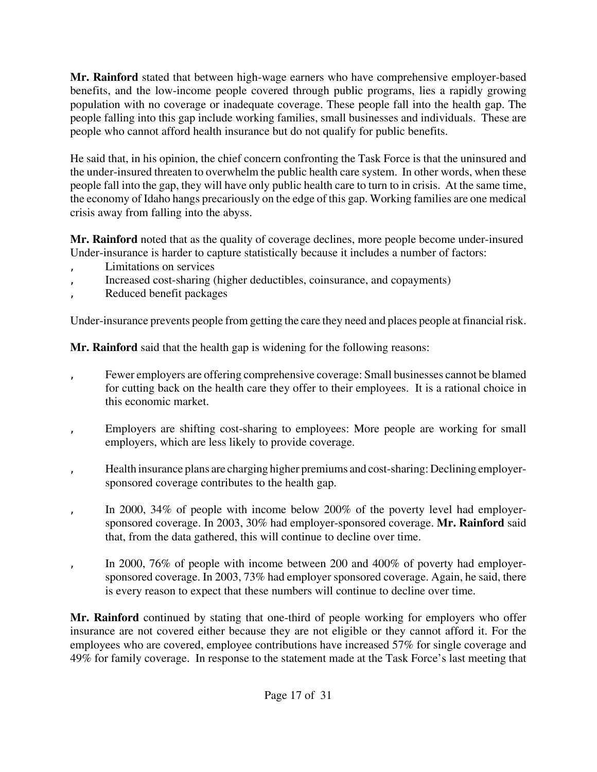**Mr. Rainford** stated that between high-wage earners who have comprehensive employer-based benefits, and the low-income people covered through public programs, lies a rapidly growing population with no coverage or inadequate coverage. These people fall into the health gap. The people falling into this gap include working families, small businesses and individuals. These are people who cannot afford health insurance but do not qualify for public benefits.

He said that, in his opinion, the chief concern confronting the Task Force is that the uninsured and the under-insured threaten to overwhelm the public health care system. In other words, when these people fall into the gap, they will have only public health care to turn to in crisis. At the same time, the economy of Idaho hangs precariously on the edge of this gap. Working families are one medical crisis away from falling into the abyss.

**Mr. Rainford** noted that as the quality of coverage declines, more people become under-insured Under-insurance is harder to capture statistically because it includes a number of factors:

- Limitations on services
- Increased cost-sharing (higher deductibles, coinsurance, and copayments)
- Reduced benefit packages

Under-insurance prevents people from getting the care they need and places people at financial risk.

**Mr. Rainford** said that the health gap is widening for the following reasons:

- Fewer employers are offering comprehensive coverage: Small businesses cannot be blamed for cutting back on the health care they offer to their employees. It is a rational choice in this economic market.
- Employers are shifting cost-sharing to employees: More people are working for small employers, which are less likely to provide coverage.
- Health insurance plans are charging higher premiums and cost-sharing: Declining employer-sponsored coverage contributes to the health gap.
- In 2000, 34% of people with income below 200% of the poverty level had employer-sponsored coverage. In 2003, 30% had employer-sponsored coverage. **Mr. Rainford** said that, from the data gathered, this will continue to decline over time.
- In 2000, 76% of people with income between 200 and 400% of poverty had employer-sponsored coverage. In 2003, 73% had employer sponsored coverage. Again, he said, there is every reason to expect that these numbers will continue to decline over time.

**Mr. Rainford** continued by stating that one-third of people working for employers who offer insurance are not covered either because they are not eligible or they cannot afford it. For the employees who are covered, employee contributions have increased 57% for single coverage and 49% for family coverage. In response to the statement made at the Task Force's last meeting that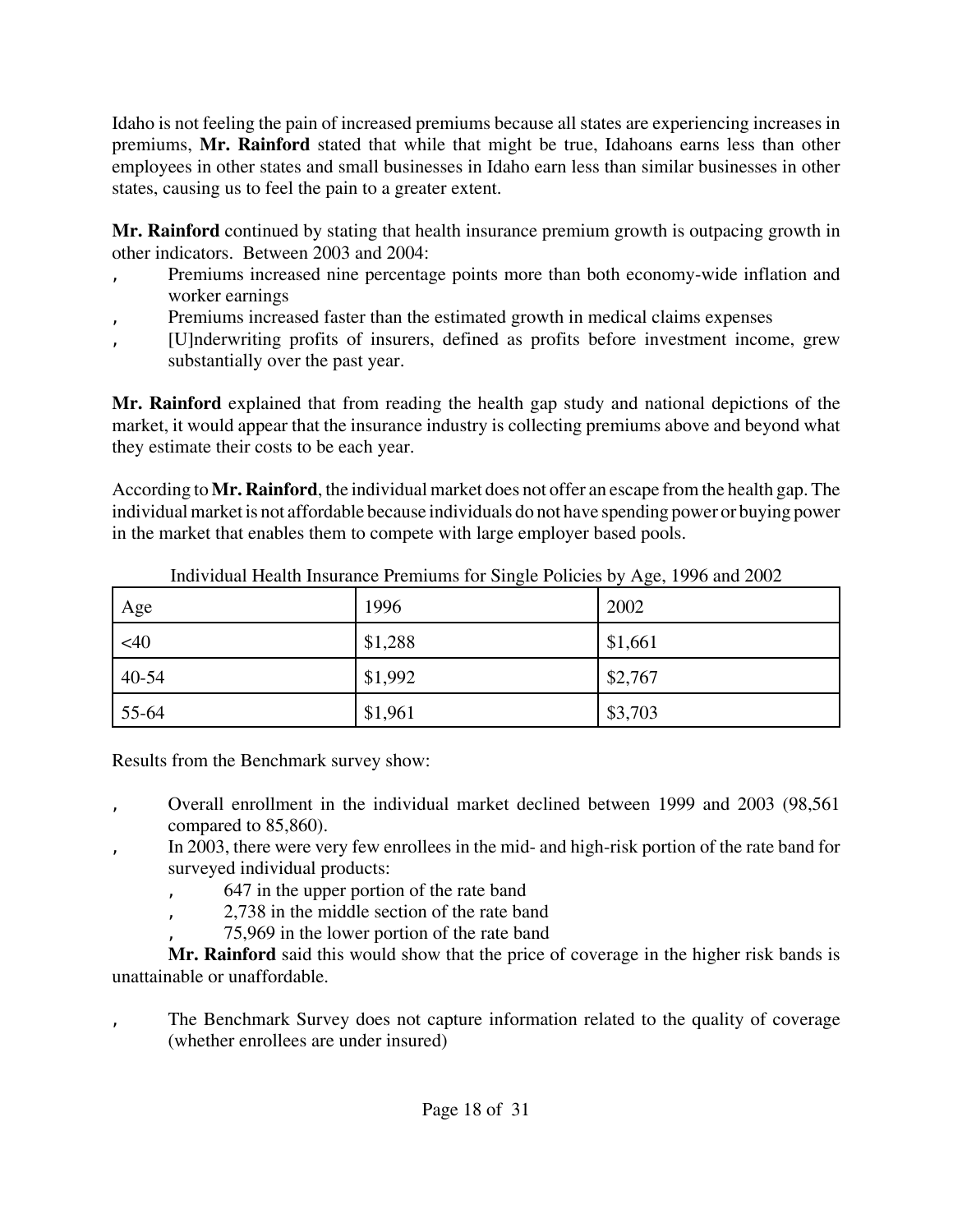Idaho is not feeling the pain of increased premiums because all states are experiencing increases in premiums, **Mr. Rainford** stated that while that might be true, Idahoans earns less than other employees in other states and small businesses in Idaho earn less than similar businesses in other states, causing us to feel the pain to a greater extent.

**Mr. Rainford** continued by stating that health insurance premium growth is outpacing growth in other indicators. Between 2003 and 2004:

- Premiums increased nine percentage points more than both economy-wide inflation and worker earnings
- Premiums increased faster than the estimated growth in medical claims expenses
- [U]nderwriting profits of insurers, defined as profits before investment income, grew substantially over the past year.

**Mr. Rainford** explained that from reading the health gap study and national depictions of the market, it would appear that the insurance industry is collecting premiums above and beyond what they estimate their costs to be each year.

According to **Mr. Rainford**, the individual market does not offer an escape from the health gap. The individual market is not affordable because individuals do not have spending power or buying power in the market that enables them to compete with large employer based pools.

Individual Health Insurance Premiums for Single Policies by Age, 1996 and 2002

| Age | 1996 | 2002 |
|---|---|---|
| <40 | $1,288 | $1,661 |
| 40-54 | $1,992 | $2,767 |
| 55-64 | $1,961 | $3,703 |

Results from the Benchmark survey show:

- Overall enrollment in the individual market declined between 1999 and 2003 (98,561 compared to 85,860).
- In 2003, there were very few enrollees in the mid- and high-risk portion of the rate band for surveyed individual products:
  - 647 in the upper portion of the rate band
  - 2,738 in the middle section of the rate band
  - 75,969 in the lower portion of the rate band

**Mr. Rainford** said this would show that the price of coverage in the higher risk bands is unattainable or unaffordable.

- The Benchmark Survey does not capture information related to the quality of coverage (whether enrollees are under insured)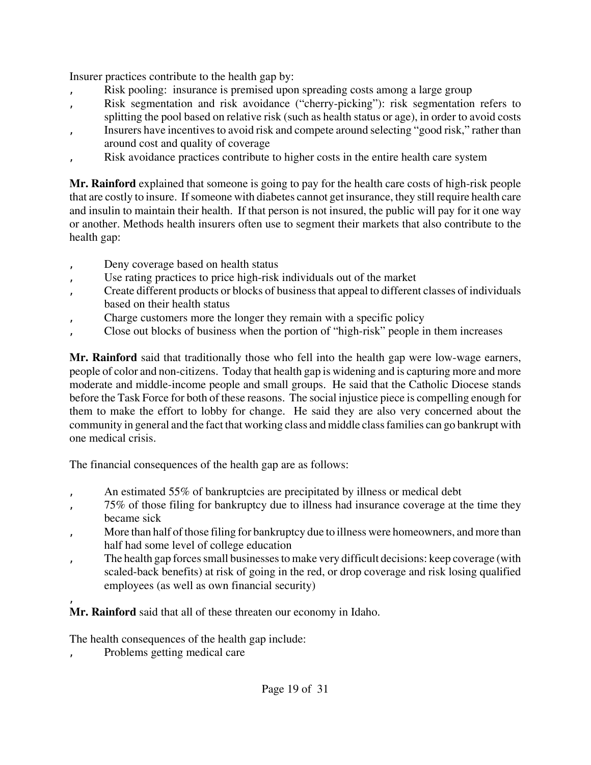Insurer practices contribute to the health gap by:

- Risk pooling: insurance is premised upon spreading costs among a large group
- Risk segmentation and risk avoidance ("cherry-picking"): risk segmentation refers to splitting the pool based on relative risk (such as health status or age), in order to avoid costs
- Insurers have incentives to avoid risk and compete around selecting "good risk," rather than around cost and quality of coverage
- Risk avoidance practices contribute to higher costs in the entire health care system

**Mr. Rainford** explained that someone is going to pay for the health care costs of high-risk people that are costly to insure. If someone with diabetes cannot get insurance, they still require health care and insulin to maintain their health. If that person is not insured, the public will pay for it one way or another. Methods health insurers often use to segment their markets that also contribute to the health gap:

- Deny coverage based on health status
- Use rating practices to price high-risk individuals out of the market
- Create different products or blocks of business that appeal to different classes of individuals based on their health status
- Charge customers more the longer they remain with a specific policy
- Close out blocks of business when the portion of "high-risk" people in them increases

**Mr. Rainford** said that traditionally those who fell into the health gap were low-wage earners, people of color and non-citizens. Today that health gap is widening and is capturing more and more moderate and middle-income people and small groups. He said that the Catholic Diocese stands before the Task Force for both of these reasons. The social injustice piece is compelling enough for them to make the effort to lobby for change. He said they are also very concerned about the community in general and the fact that working class and middle class families can go bankrupt with one medical crisis.

The financial consequences of the health gap are as follows:

- An estimated 55% of bankruptcies are precipitated by illness or medical debt
- 75% of those filing for bankruptcy due to illness had insurance coverage at the time they became sick
- More than half of those filing for bankruptcy due to illness were homeowners, and more than half had some level of college education
- The health gap forces small businesses to make very difficult decisions: keep coverage (with scaled-back benefits) at risk of going in the red, or drop coverage and risk losing qualified employees (as well as own financial security)

**Mr. Rainford** said that all of these threaten our economy in Idaho.

The health consequences of the health gap include:

- Problems getting medical care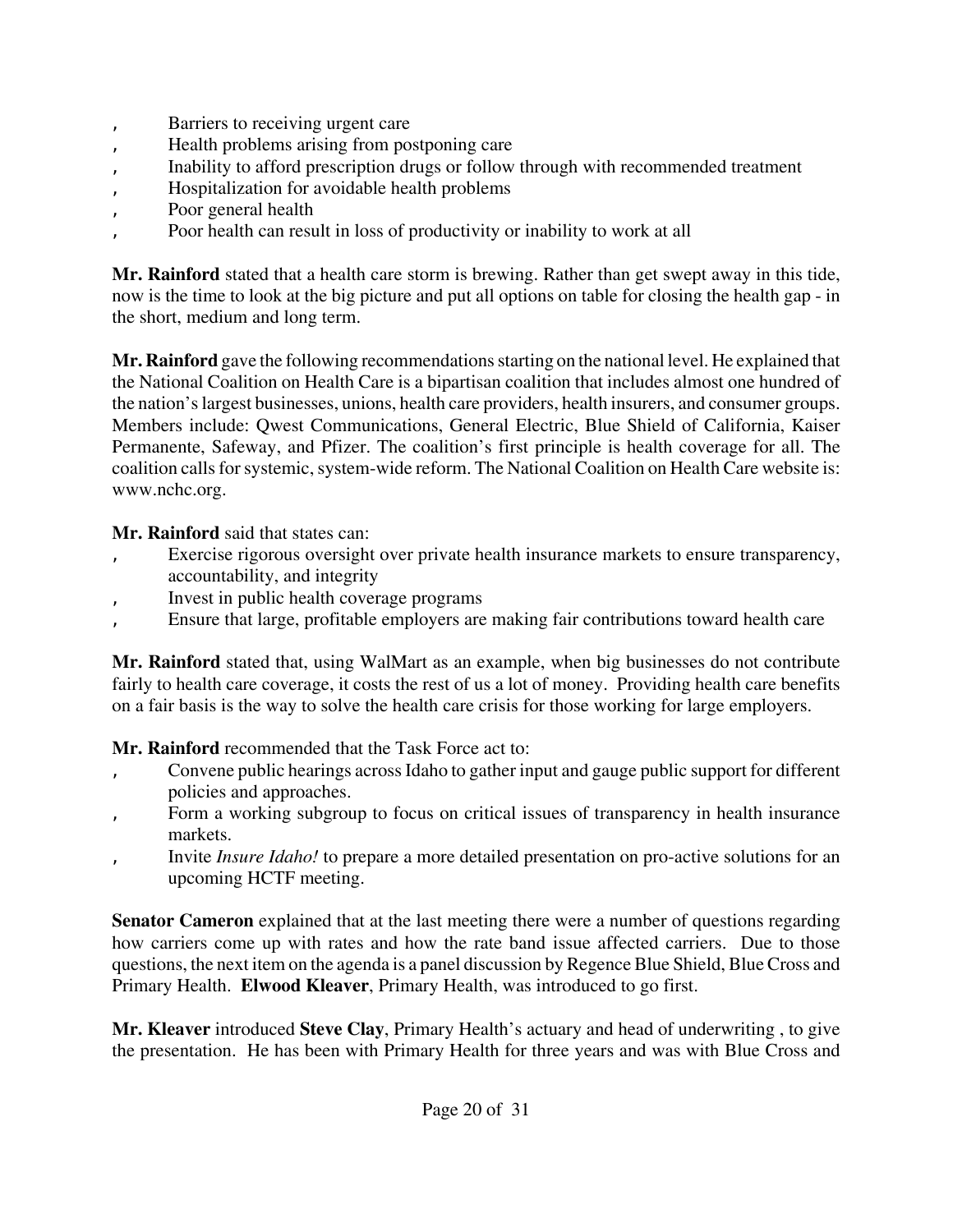- Barriers to receiving urgent care
- Health problems arising from postponing care
- Inability to afford prescription drugs or follow through with recommended treatment
- Hospitalization for avoidable health problems
- Poor general health
- Poor health can result in loss of productivity or inability to work at all

**Mr. Rainford** stated that a health care storm is brewing. Rather than get swept away in this tide, now is the time to look at the big picture and put all options on table for closing the health gap - in the short, medium and long term.

**Mr. Rainford** gave the following recommendations starting on the national level. He explained that the National Coalition on Health Care is a bipartisan coalition that includes almost one hundred of the nation's largest businesses, unions, health care providers, health insurers, and consumer groups. Members include: Qwest Communications, General Electric, Blue Shield of California, Kaiser Permanente, Safeway, and Pfizer. The coalition's first principle is health coverage for all. The coalition calls for systemic, system-wide reform. The National Coalition on Health Care website is: www.nchc.org.

**Mr. Rainford** said that states can:

- Exercise rigorous oversight over private health insurance markets to ensure transparency, accountability, and integrity
- Invest in public health coverage programs
- Ensure that large, profitable employers are making fair contributions toward health care

**Mr. Rainford** stated that, using WalMart as an example, when big businesses do not contribute fairly to health care coverage, it costs the rest of us a lot of money. Providing health care benefits on a fair basis is the way to solve the health care crisis for those working for large employers.

**Mr. Rainford** recommended that the Task Force act to:

- Convene public hearings across Idaho to gather input and gauge public support for different policies and approaches.
- Form a working subgroup to focus on critical issues of transparency in health insurance markets.
- Invite *Insure Idaho!* to prepare a more detailed presentation on pro-active solutions for an upcoming HCTF meeting.

**Senator Cameron** explained that at the last meeting there were a number of questions regarding how carriers come up with rates and how the rate band issue affected carriers. Due to those questions, the next item on the agenda is a panel discussion by Regence Blue Shield, Blue Cross and Primary Health. **Elwood Kleaver**, Primary Health, was introduced to go first.

**Mr. Kleaver** introduced **Steve Clay**, Primary Health's actuary and head of underwriting , to give the presentation. He has been with Primary Health for three years and was with Blue Cross and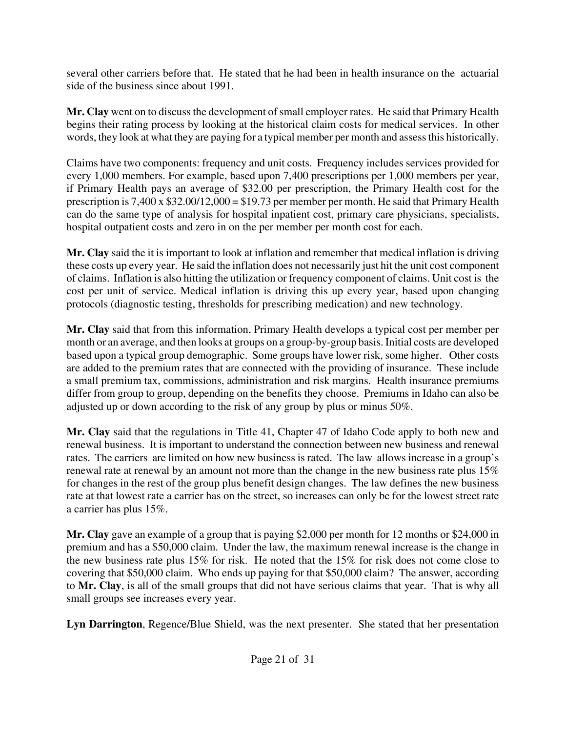several other carriers before that. He stated that he had been in health insurance on the actuarial side of the business since about 1991.

**Mr. Clay** went on to discuss the development of small employer rates. He said that Primary Health begins their rating process by looking at the historical claim costs for medical services. In other words, they look at what they are paying for a typical member per month and assess this historically.

Claims have two components: frequency and unit costs. Frequency includes services provided for every 1,000 members. For example, based upon 7,400 prescriptions per 1,000 members per year, if Primary Health pays an average of $32.00 per prescription, the Primary Health cost for the prescription is 7,400 x $32.00/12,000 = $19.73 per member per month. He said that Primary Health can do the same type of analysis for hospital inpatient cost, primary care physicians, specialists, hospital outpatient costs and zero in on the per member per month cost for each.

**Mr. Clay** said the it is important to look at inflation and remember that medical inflation is driving these costs up every year. He said the inflation does not necessarily just hit the unit cost component of claims. Inflation is also hitting the utilization or frequency component of claims. Unit cost is the cost per unit of service. Medical inflation is driving this up every year, based upon changing protocols (diagnostic testing, thresholds for prescribing medication) and new technology.

**Mr. Clay** said that from this information, Primary Health develops a typical cost per member per month or an average, and then looks at groups on a group-by-group basis. Initial costs are developed based upon a typical group demographic. Some groups have lower risk, some higher. Other costs are added to the premium rates that are connected with the providing of insurance. These include a small premium tax, commissions, administration and risk margins. Health insurance premiums differ from group to group, depending on the benefits they choose. Premiums in Idaho can also be adjusted up or down according to the risk of any group by plus or minus 50%.

**Mr. Clay** said that the regulations in Title 41, Chapter 47 of Idaho Code apply to both new and renewal business. It is important to understand the connection between new business and renewal rates. The carriers are limited on how new business is rated. The law allows increase in a group's renewal rate at renewal by an amount not more than the change in the new business rate plus 15% for changes in the rest of the group plus benefit design changes. The law defines the new business rate at that lowest rate a carrier has on the street, so increases can only be for the lowest street rate a carrier has plus 15%.

**Mr. Clay** gave an example of a group that is paying $2,000 per month for 12 months or $24,000 in premium and has a $50,000 claim. Under the law, the maximum renewal increase is the change in the new business rate plus 15% for risk. He noted that the 15% for risk does not come close to covering that $50,000 claim. Who ends up paying for that $50,000 claim? The answer, according to **Mr. Clay**, is all of the small groups that did not have serious claims that year. That is why all small groups see increases every year.

**Lyn Darrington**, Regence/Blue Shield, was the next presenter. She stated that her presentation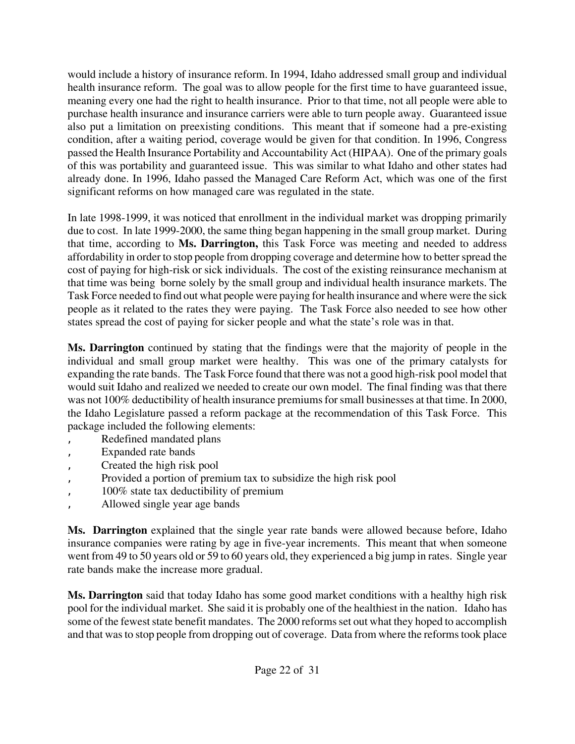would include a history of insurance reform. In 1994, Idaho addressed small group and individual health insurance reform. The goal was to allow people for the first time to have guaranteed issue, meaning every one had the right to health insurance. Prior to that time, not all people were able to purchase health insurance and insurance carriers were able to turn people away. Guaranteed issue also put a limitation on preexisting conditions. This meant that if someone had a pre-existing condition, after a waiting period, coverage would be given for that condition. In 1996, Congress passed the Health Insurance Portability and Accountability Act (HIPAA). One of the primary goals of this was portability and guaranteed issue. This was similar to what Idaho and other states had already done. In 1996, Idaho passed the Managed Care Reform Act, which was one of the first significant reforms on how managed care was regulated in the state.

In late 1998-1999, it was noticed that enrollment in the individual market was dropping primarily due to cost. In late 1999-2000, the same thing began happening in the small group market. During that time, according to **Ms. Darrington,** this Task Force was meeting and needed to address affordability in order to stop people from dropping coverage and determine how to better spread the cost of paying for high-risk or sick individuals. The cost of the existing reinsurance mechanism at that time was being borne solely by the small group and individual health insurance markets. The Task Force needed to find out what people were paying for health insurance and where were the sick people as it related to the rates they were paying. The Task Force also needed to see how other states spread the cost of paying for sicker people and what the state's role was in that.

**Ms. Darrington** continued by stating that the findings were that the majority of people in the individual and small group market were healthy. This was one of the primary catalysts for expanding the rate bands. The Task Force found that there was not a good high-risk pool model that would suit Idaho and realized we needed to create our own model. The final finding was that there was not 100% deductibility of health insurance premiums for small businesses at that time. In 2000, the Idaho Legislature passed a reform package at the recommendation of this Task Force. This package included the following elements:

- Redefined mandated plans
- Expanded rate bands
- Created the high risk pool
- Provided a portion of premium tax to subsidize the high risk pool
- 100% state tax deductibility of premium
- Allowed single year age bands

**Ms. Darrington** explained that the single year rate bands were allowed because before, Idaho insurance companies were rating by age in five-year increments. This meant that when someone went from 49 to 50 years old or 59 to 60 years old, they experienced a big jump in rates. Single year rate bands make the increase more gradual.

**Ms. Darrington** said that today Idaho has some good market conditions with a healthy high risk pool for the individual market. She said it is probably one of the healthiest in the nation. Idaho has some of the fewest state benefit mandates. The 2000 reforms set out what they hoped to accomplish and that was to stop people from dropping out of coverage. Data from where the reforms took place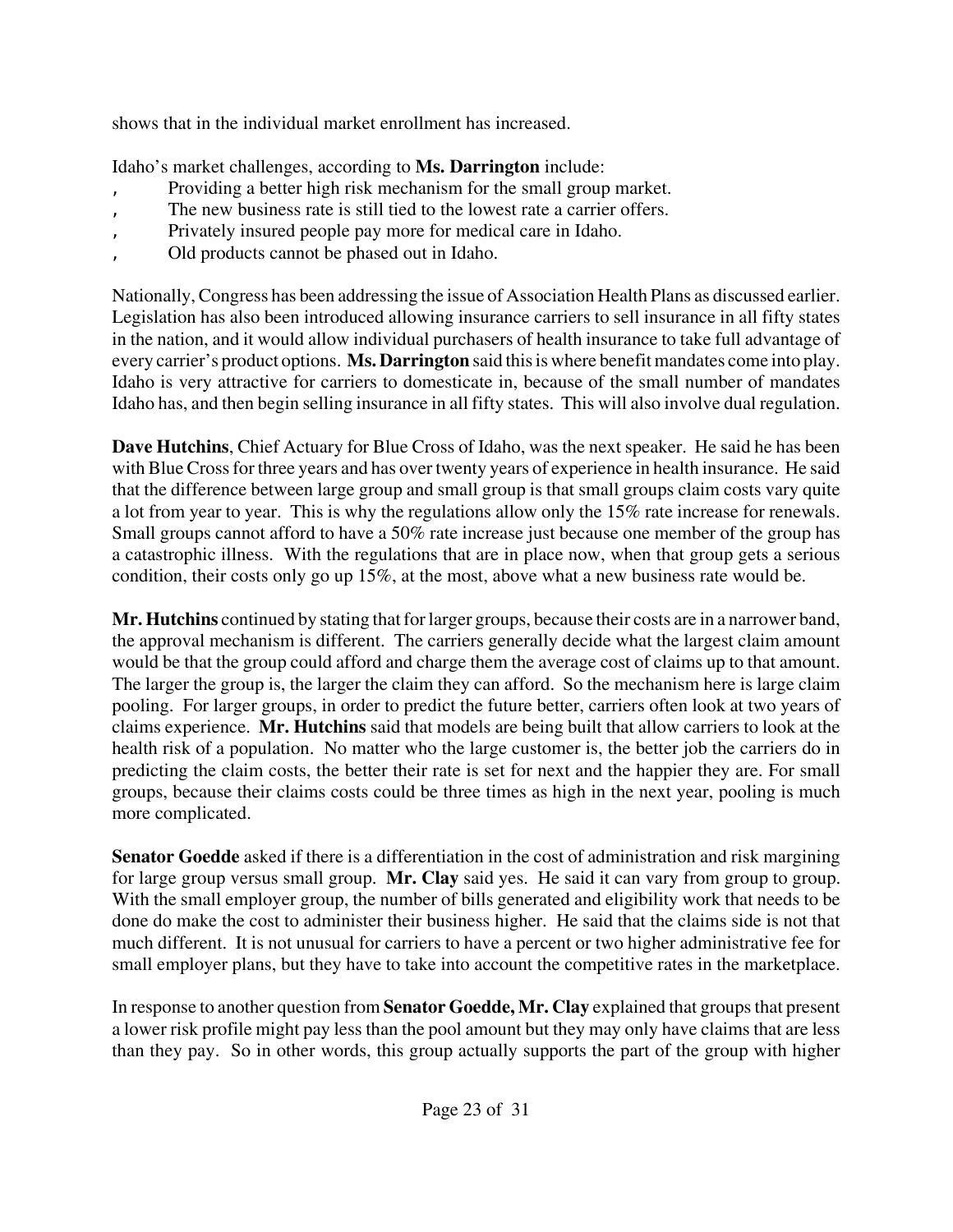shows that in the individual market enrollment has increased.

Idaho's market challenges, according to **Ms. Darrington** include:

- Providing a better high risk mechanism for the small group market.
- The new business rate is still tied to the lowest rate a carrier offers.
- Privately insured people pay more for medical care in Idaho.
- Old products cannot be phased out in Idaho.

Nationally, Congress has been addressing the issue of Association Health Plans as discussed earlier. Legislation has also been introduced allowing insurance carriers to sell insurance in all fifty states in the nation, and it would allow individual purchasers of health insurance to take full advantage of every carrier's product options. **Ms. Darrington** said this is where benefit mandates come into play. Idaho is very attractive for carriers to domesticate in, because of the small number of mandates Idaho has, and then begin selling insurance in all fifty states. This will also involve dual regulation.

**Dave Hutchins**, Chief Actuary for Blue Cross of Idaho, was the next speaker. He said he has been with Blue Cross for three years and has over twenty years of experience in health insurance. He said that the difference between large group and small group is that small groups claim costs vary quite a lot from year to year. This is why the regulations allow only the 15% rate increase for renewals. Small groups cannot afford to have a 50% rate increase just because one member of the group has a catastrophic illness. With the regulations that are in place now, when that group gets a serious condition, their costs only go up 15%, at the most, above what a new business rate would be.

**Mr. Hutchins** continued by stating that for larger groups, because their costs are in a narrower band, the approval mechanism is different. The carriers generally decide what the largest claim amount would be that the group could afford and charge them the average cost of claims up to that amount. The larger the group is, the larger the claim they can afford. So the mechanism here is large claim pooling. For larger groups, in order to predict the future better, carriers often look at two years of claims experience. **Mr. Hutchins** said that models are being built that allow carriers to look at the health risk of a population. No matter who the large customer is, the better job the carriers do in predicting the claim costs, the better their rate is set for next and the happier they are. For small groups, because their claims costs could be three times as high in the next year, pooling is much more complicated.

**Senator Goedde** asked if there is a differentiation in the cost of administration and risk margining for large group versus small group. **Mr. Clay** said yes. He said it can vary from group to group. With the small employer group, the number of bills generated and eligibility work that needs to be done do make the cost to administer their business higher. He said that the claims side is not that much different. It is not unusual for carriers to have a percent or two higher administrative fee for small employer plans, but they have to take into account the competitive rates in the marketplace.

In response to another question from **Senator Goedde, Mr. Clay** explained that groups that present a lower risk profile might pay less than the pool amount but they may only have claims that are less than they pay. So in other words, this group actually supports the part of the group with higher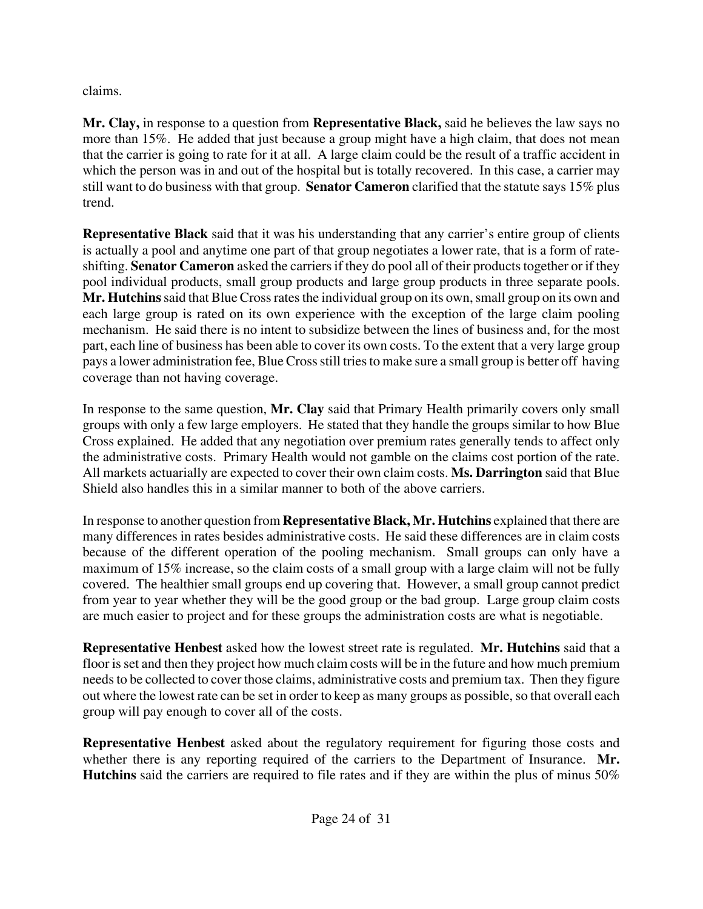claims.

**Mr. Clay,** in response to a question from **Representative Black,** said he believes the law says no more than 15%. He added that just because a group might have a high claim, that does not mean that the carrier is going to rate for it at all. A large claim could be the result of a traffic accident in which the person was in and out of the hospital but is totally recovered. In this case, a carrier may still want to do business with that group. **Senator Cameron** clarified that the statute says 15% plus trend.

**Representative Black** said that it was his understanding that any carrier's entire group of clients is actually a pool and anytime one part of that group negotiates a lower rate, that is a form of rate-shifting. **Senator Cameron** asked the carriers if they do pool all of their products together or if they pool individual products, small group products and large group products in three separate pools. **Mr. Hutchins** said that Blue Cross rates the individual group on its own, small group on its own and each large group is rated on its own experience with the exception of the large claim pooling mechanism. He said there is no intent to subsidize between the lines of business and, for the most part, each line of business has been able to cover its own costs. To the extent that a very large group pays a lower administration fee, Blue Cross still tries to make sure a small group is better off having coverage than not having coverage.

In response to the same question, **Mr. Clay** said that Primary Health primarily covers only small groups with only a few large employers. He stated that they handle the groups similar to how Blue Cross explained. He added that any negotiation over premium rates generally tends to affect only the administrative costs. Primary Health would not gamble on the claims cost portion of the rate. All markets actuarially are expected to cover their own claim costs. **Ms. Darrington** said that Blue Shield also handles this in a similar manner to both of the above carriers.

In response to another question from **Representative Black, Mr. Hutchins** explained that there are many differences in rates besides administrative costs. He said these differences are in claim costs because of the different operation of the pooling mechanism. Small groups can only have a maximum of 15% increase, so the claim costs of a small group with a large claim will not be fully covered. The healthier small groups end up covering that. However, a small group cannot predict from year to year whether they will be the good group or the bad group. Large group claim costs are much easier to project and for these groups the administration costs are what is negotiable.

**Representative Henbest** asked how the lowest street rate is regulated. **Mr. Hutchins** said that a floor is set and then they project how much claim costs will be in the future and how much premium needs to be collected to cover those claims, administrative costs and premium tax. Then they figure out where the lowest rate can be set in order to keep as many groups as possible, so that overall each group will pay enough to cover all of the costs.

**Representative Henbest** asked about the regulatory requirement for figuring those costs and whether there is any reporting required of the carriers to the Department of Insurance. **Mr. Hutchins** said the carriers are required to file rates and if they are within the plus of minus 50%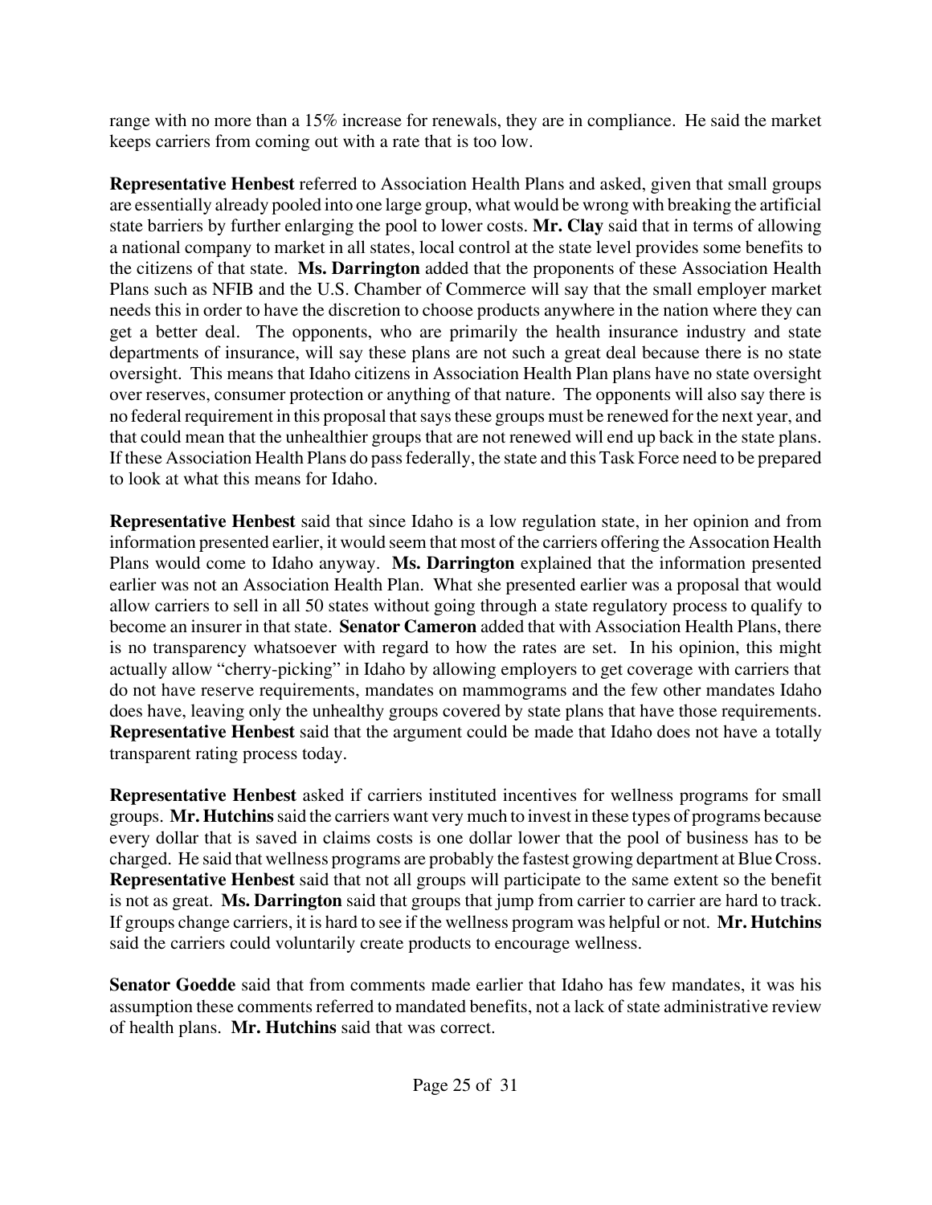range with no more than a 15% increase for renewals, they are in compliance. He said the market keeps carriers from coming out with a rate that is too low.

**Representative Henbest** referred to Association Health Plans and asked, given that small groups are essentially already pooled into one large group, what would be wrong with breaking the artificial state barriers by further enlarging the pool to lower costs. **Mr. Clay** said that in terms of allowing a national company to market in all states, local control at the state level provides some benefits to the citizens of that state. **Ms. Darrington** added that the proponents of these Association Health Plans such as NFIB and the U.S. Chamber of Commerce will say that the small employer market needs this in order to have the discretion to choose products anywhere in the nation where they can get a better deal. The opponents, who are primarily the health insurance industry and state departments of insurance, will say these plans are not such a great deal because there is no state oversight. This means that Idaho citizens in Association Health Plan plans have no state oversight over reserves, consumer protection or anything of that nature. The opponents will also say there is no federal requirement in this proposal that says these groups must be renewed for the next year, and that could mean that the unhealthier groups that are not renewed will end up back in the state plans. If these Association Health Plans do pass federally, the state and this Task Force need to be prepared to look at what this means for Idaho.

**Representative Henbest** said that since Idaho is a low regulation state, in her opinion and from information presented earlier, it would seem that most of the carriers offering the Assocation Health Plans would come to Idaho anyway. **Ms. Darrington** explained that the information presented earlier was not an Association Health Plan. What she presented earlier was a proposal that would allow carriers to sell in all 50 states without going through a state regulatory process to qualify to become an insurer in that state. **Senator Cameron** added that with Association Health Plans, there is no transparency whatsoever with regard to how the rates are set. In his opinion, this might actually allow "cherry-picking" in Idaho by allowing employers to get coverage with carriers that do not have reserve requirements, mandates on mammograms and the few other mandates Idaho does have, leaving only the unhealthy groups covered by state plans that have those requirements. **Representative Henbest** said that the argument could be made that Idaho does not have a totally transparent rating process today.

**Representative Henbest** asked if carriers instituted incentives for wellness programs for small groups. **Mr. Hutchins** said the carriers want very much to invest in these types of programs because every dollar that is saved in claims cost is one dollar lower that the pool of business has to be charged. He said that wellness programs are probably the fastest growing department at Blue Cross. **Representative Henbest** said that not all groups will participate to the same extent so the benefit is not as great. **Ms. Darrington** said that groups that jump from carrier to carrier are hard to track. If groups change carriers, it is hard to see if the wellness program was helpful or not. **Mr. Hutchins** said the carriers could voluntarily create products to encourage wellness.

**Senator Goedde** said that from comments made earlier that Idaho has few mandates, it was his assumption these comments referred to mandated benefits, not a lack of state administrative review of health plans. **Mr. Hutchins** said that was correct.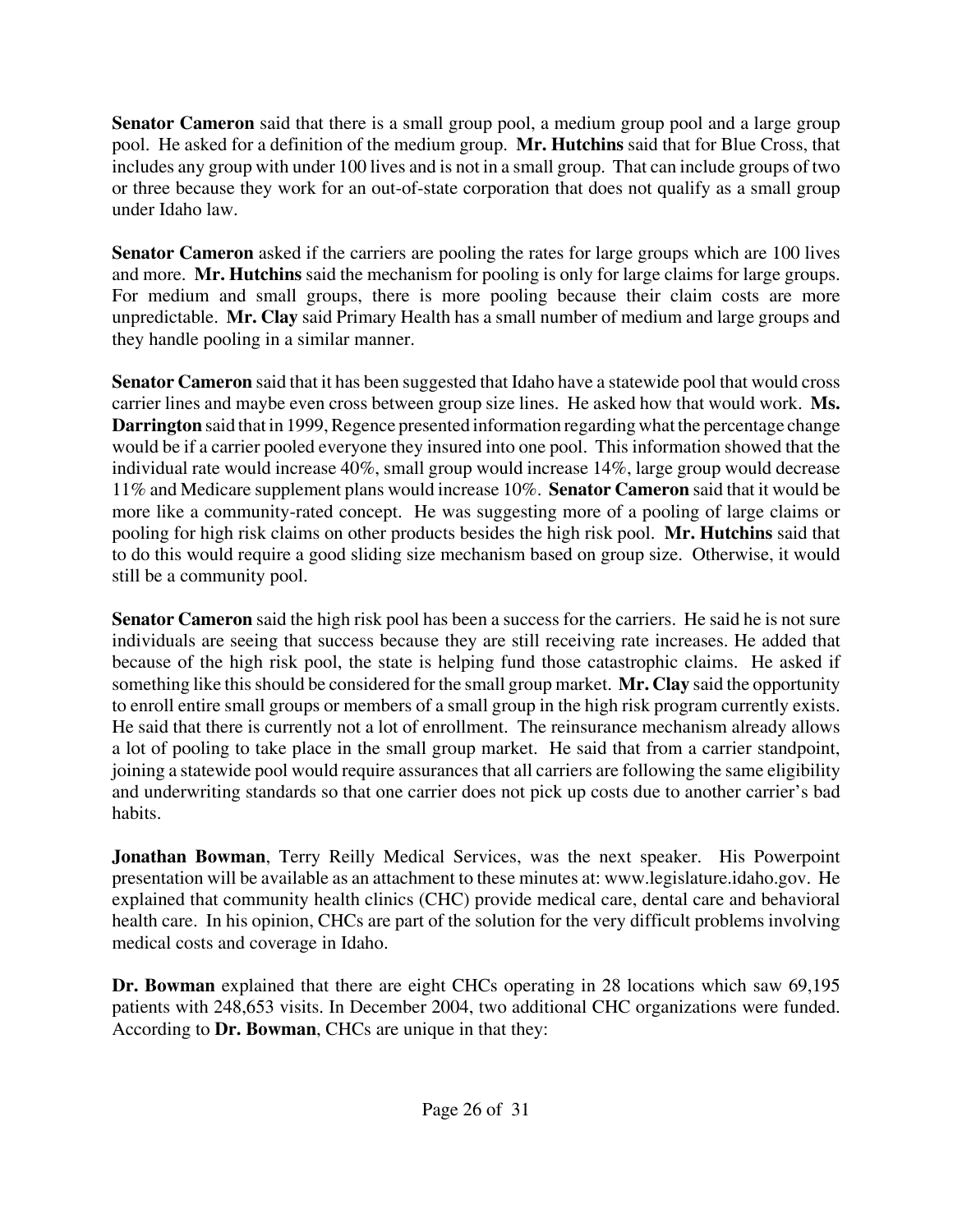**Senator Cameron** said that there is a small group pool, a medium group pool and a large group pool. He asked for a definition of the medium group. **Mr. Hutchins** said that for Blue Cross, that includes any group with under 100 lives and is not in a small group. That can include groups of two or three because they work for an out-of-state corporation that does not qualify as a small group under Idaho law.

**Senator Cameron** asked if the carriers are pooling the rates for large groups which are 100 lives and more. **Mr. Hutchins** said the mechanism for pooling is only for large claims for large groups. For medium and small groups, there is more pooling because their claim costs are more unpredictable. **Mr. Clay** said Primary Health has a small number of medium and large groups and they handle pooling in a similar manner.

**Senator Cameron** said that it has been suggested that Idaho have a statewide pool that would cross carrier lines and maybe even cross between group size lines. He asked how that would work. **Ms. Darrington** said that in 1999, Regence presented information regarding what the percentage change would be if a carrier pooled everyone they insured into one pool. This information showed that the individual rate would increase 40%, small group would increase 14%, large group would decrease 11% and Medicare supplement plans would increase 10%. **Senator Cameron** said that it would be more like a community-rated concept. He was suggesting more of a pooling of large claims or pooling for high risk claims on other products besides the high risk pool. **Mr. Hutchins** said that to do this would require a good sliding size mechanism based on group size. Otherwise, it would still be a community pool.

**Senator Cameron** said the high risk pool has been a success for the carriers. He said he is not sure individuals are seeing that success because they are still receiving rate increases. He added that because of the high risk pool, the state is helping fund those catastrophic claims. He asked if something like this should be considered for the small group market. **Mr. Clay** said the opportunity to enroll entire small groups or members of a small group in the high risk program currently exists. He said that there is currently not a lot of enrollment. The reinsurance mechanism already allows a lot of pooling to take place in the small group market. He said that from a carrier standpoint, joining a statewide pool would require assurances that all carriers are following the same eligibility and underwriting standards so that one carrier does not pick up costs due to another carrier's bad habits.

**Jonathan Bowman**, Terry Reilly Medical Services, was the next speaker. His Powerpoint presentation will be available as an attachment to these minutes at: www.legislature.idaho.gov. He explained that community health clinics (CHC) provide medical care, dental care and behavioral health care. In his opinion, CHCs are part of the solution for the very difficult problems involving medical costs and coverage in Idaho.

**Dr. Bowman** explained that there are eight CHCs operating in 28 locations which saw 69,195 patients with 248,653 visits. In December 2004, two additional CHC organizations were funded. According to **Dr. Bowman**, CHCs are unique in that they: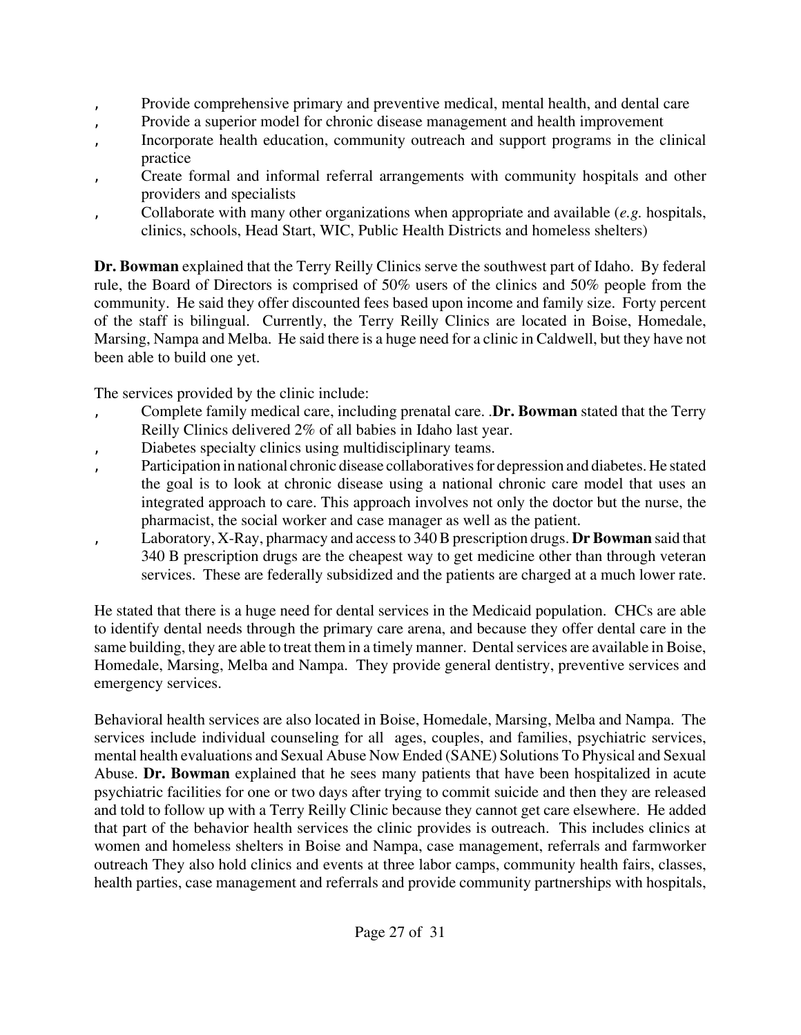- Provide comprehensive primary and preventive medical, mental health, and dental care
- Provide a superior model for chronic disease management and health improvement
- Incorporate health education, community outreach and support programs in the clinical practice
- Create formal and informal referral arrangements with community hospitals and other providers and specialists
- Collaborate with many other organizations when appropriate and available (*e.g.* hospitals, clinics, schools, Head Start, WIC, Public Health Districts and homeless shelters)

**Dr. Bowman** explained that the Terry Reilly Clinics serve the southwest part of Idaho. By federal rule, the Board of Directors is comprised of 50% users of the clinics and 50% people from the community. He said they offer discounted fees based upon income and family size. Forty percent of the staff is bilingual. Currently, the Terry Reilly Clinics are located in Boise, Homedale, Marsing, Nampa and Melba. He said there is a huge need for a clinic in Caldwell, but they have not been able to build one yet.

The services provided by the clinic include:

- Complete family medical care, including prenatal care. .**Dr. Bowman** stated that the Terry Reilly Clinics delivered 2% of all babies in Idaho last year.
- Diabetes specialty clinics using multidisciplinary teams.
- Participation in national chronic disease collaboratives for depression and diabetes. He stated the goal is to look at chronic disease using a national chronic care model that uses an integrated approach to care. This approach involves not only the doctor but the nurse, the pharmacist, the social worker and case manager as well as the patient.
- Laboratory, X-Ray, pharmacy and access to 340 B prescription drugs. **Dr Bowman** said that 340 B prescription drugs are the cheapest way to get medicine other than through veteran services. These are federally subsidized and the patients are charged at a much lower rate.

He stated that there is a huge need for dental services in the Medicaid population. CHCs are able to identify dental needs through the primary care arena, and because they offer dental care in the same building, they are able to treat them in a timely manner. Dental services are available in Boise, Homedale, Marsing, Melba and Nampa. They provide general dentistry, preventive services and emergency services.

Behavioral health services are also located in Boise, Homedale, Marsing, Melba and Nampa. The services include individual counseling for all ages, couples, and families, psychiatric services, mental health evaluations and Sexual Abuse Now Ended (SANE) Solutions To Physical and Sexual Abuse. **Dr. Bowman** explained that he sees many patients that have been hospitalized in acute psychiatric facilities for one or two days after trying to commit suicide and then they are released and told to follow up with a Terry Reilly Clinic because they cannot get care elsewhere. He added that part of the behavior health services the clinic provides is outreach. This includes clinics at women and homeless shelters in Boise and Nampa, case management, referrals and farmworker outreach They also hold clinics and events at three labor camps, community health fairs, classes, health parties, case management and referrals and provide community partnerships with hospitals,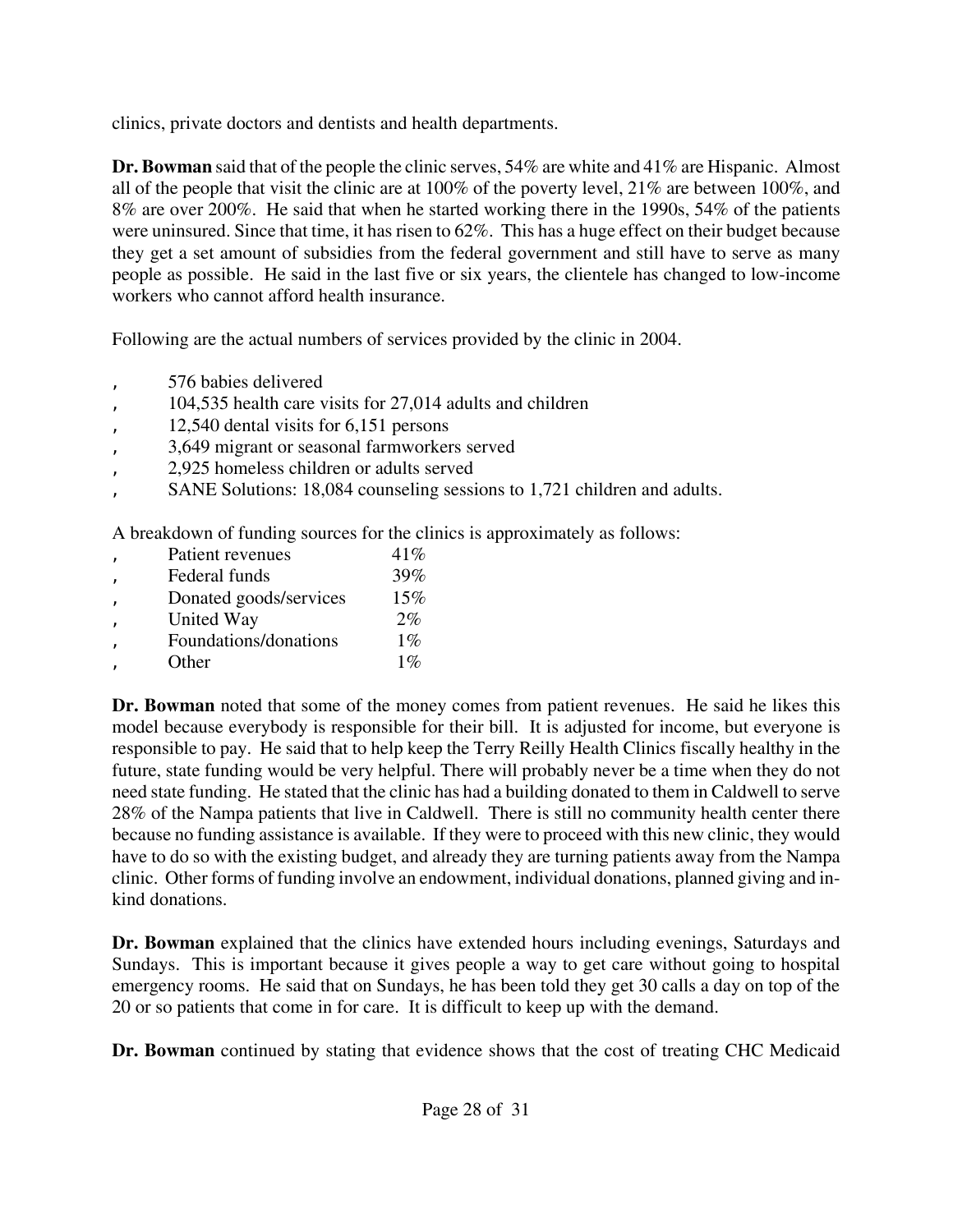clinics, private doctors and dentists and health departments.

**Dr. Bowman** said that of the people the clinic serves, 54% are white and 41% are Hispanic. Almost all of the people that visit the clinic are at 100% of the poverty level, 21% are between 100%, and 8% are over 200%. He said that when he started working there in the 1990s, 54% of the patients were uninsured. Since that time, it has risen to 62%. This has a huge effect on their budget because they get a set amount of subsidies from the federal government and still have to serve as many people as possible. He said in the last five or six years, the clientele has changed to low-income workers who cannot afford health insurance.

Following are the actual numbers of services provided by the clinic in 2004.

- 576 babies delivered
- 104,535 health care visits for 27,014 adults and children
- 12,540 dental visits for 6,151 persons
- 3,649 migrant or seasonal farmworkers served
- 2,925 homeless children or adults served
- SANE Solutions: 18,084 counseling sessions to 1,721 children and adults.

A breakdown of funding sources for the clinics is approximately as follows:

- Patient revenues 41%
- Federal funds 39%
- Donated goods/services 15%
- United Way 2%
- Foundations/donations 1%
- Other 1%

**Dr. Bowman** noted that some of the money comes from patient revenues. He said he likes this model because everybody is responsible for their bill. It is adjusted for income, but everyone is responsible to pay. He said that to help keep the Terry Reilly Health Clinics fiscally healthy in the future, state funding would be very helpful. There will probably never be a time when they do not need state funding. He stated that the clinic has had a building donated to them in Caldwell to serve 28% of the Nampa patients that live in Caldwell. There is still no community health center there because no funding assistance is available. If they were to proceed with this new clinic, they would have to do so with the existing budget, and already they are turning patients away from the Nampa clinic. Other forms of funding involve an endowment, individual donations, planned giving and in-kind donations.

**Dr. Bowman** explained that the clinics have extended hours including evenings, Saturdays and Sundays. This is important because it gives people a way to get care without going to hospital emergency rooms. He said that on Sundays, he has been told they get 30 calls a day on top of the 20 or so patients that come in for care. It is difficult to keep up with the demand.

**Dr. Bowman** continued by stating that evidence shows that the cost of treating CHC Medicaid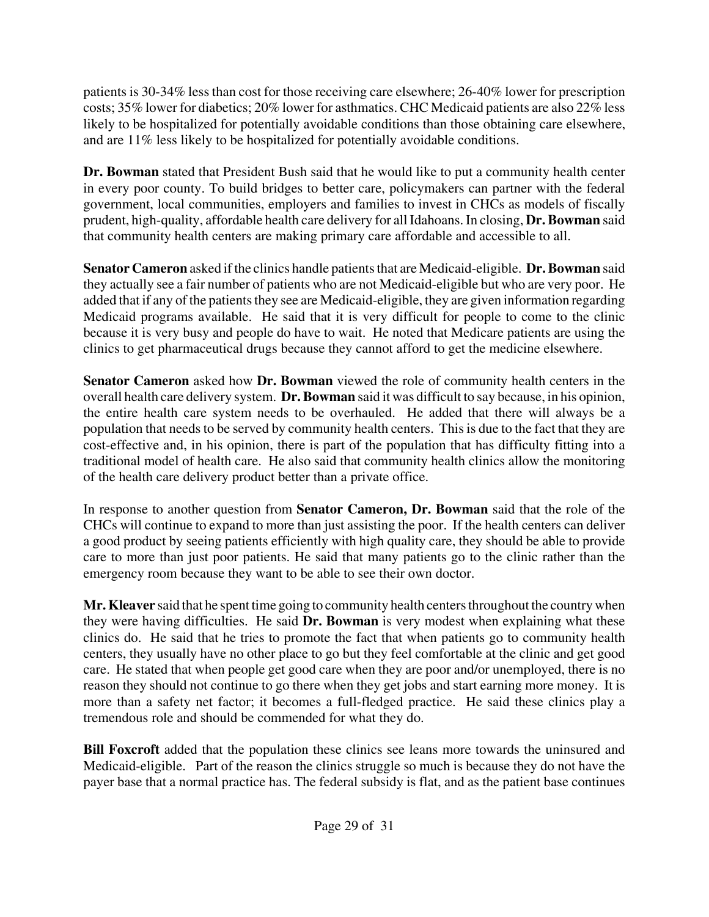patients is 30-34% less than cost for those receiving care elsewhere; 26-40% lower for prescription costs; 35% lower for diabetics; 20% lower for asthmatics. CHC Medicaid patients are also 22% less likely to be hospitalized for potentially avoidable conditions than those obtaining care elsewhere, and are 11% less likely to be hospitalized for potentially avoidable conditions.

**Dr. Bowman** stated that President Bush said that he would like to put a community health center in every poor county. To build bridges to better care, policymakers can partner with the federal government, local communities, employers and families to invest in CHCs as models of fiscally prudent, high-quality, affordable health care delivery for all Idahoans. In closing, **Dr. Bowman** said that community health centers are making primary care affordable and accessible to all.

**Senator Cameron** asked if the clinics handle patients that are Medicaid-eligible. **Dr. Bowman** said they actually see a fair number of patients who are not Medicaid-eligible but who are very poor. He added that if any of the patients they see are Medicaid-eligible, they are given information regarding Medicaid programs available. He said that it is very difficult for people to come to the clinic because it is very busy and people do have to wait. He noted that Medicare patients are using the clinics to get pharmaceutical drugs because they cannot afford to get the medicine elsewhere.

**Senator Cameron** asked how **Dr. Bowman** viewed the role of community health centers in the overall health care delivery system. **Dr. Bowman** said it was difficult to say because, in his opinion, the entire health care system needs to be overhauled. He added that there will always be a population that needs to be served by community health centers. This is due to the fact that they are cost-effective and, in his opinion, there is part of the population that has difficulty fitting into a traditional model of health care. He also said that community health clinics allow the monitoring of the health care delivery product better than a private office.

In response to another question from **Senator Cameron, Dr. Bowman** said that the role of the CHCs will continue to expand to more than just assisting the poor. If the health centers can deliver a good product by seeing patients efficiently with high quality care, they should be able to provide care to more than just poor patients. He said that many patients go to the clinic rather than the emergency room because they want to be able to see their own doctor.

**Mr. Kleaver** said that he spent time going to community health centers throughout the country when they were having difficulties. He said **Dr. Bowman** is very modest when explaining what these clinics do. He said that he tries to promote the fact that when patients go to community health centers, they usually have no other place to go but they feel comfortable at the clinic and get good care. He stated that when people get good care when they are poor and/or unemployed, there is no reason they should not continue to go there when they get jobs and start earning more money. It is more than a safety net factor; it becomes a full-fledged practice. He said these clinics play a tremendous role and should be commended for what they do.

**Bill Foxcroft** added that the population these clinics see leans more towards the uninsured and Medicaid-eligible. Part of the reason the clinics struggle so much is because they do not have the payer base that a normal practice has. The federal subsidy is flat, and as the patient base continues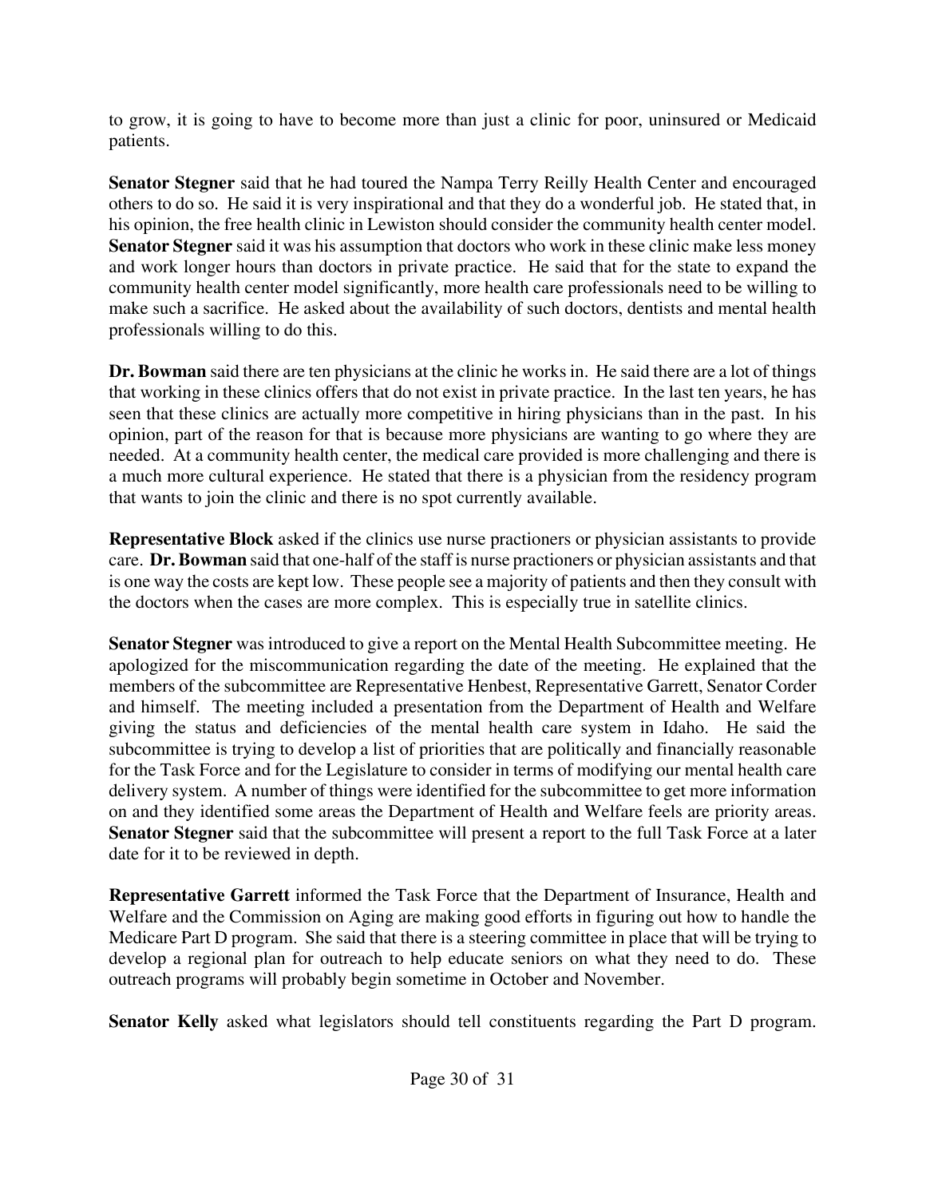to grow, it is going to have to become more than just a clinic for poor, uninsured or Medicaid patients.

**Senator Stegner** said that he had toured the Nampa Terry Reilly Health Center and encouraged others to do so. He said it is very inspirational and that they do a wonderful job. He stated that, in his opinion, the free health clinic in Lewiston should consider the community health center model. **Senator Stegner** said it was his assumption that doctors who work in these clinic make less money and work longer hours than doctors in private practice. He said that for the state to expand the community health center model significantly, more health care professionals need to be willing to make such a sacrifice. He asked about the availability of such doctors, dentists and mental health professionals willing to do this.

**Dr. Bowman** said there are ten physicians at the clinic he works in. He said there are a lot of things that working in these clinics offers that do not exist in private practice. In the last ten years, he has seen that these clinics are actually more competitive in hiring physicians than in the past. In his opinion, part of the reason for that is because more physicians are wanting to go where they are needed. At a community health center, the medical care provided is more challenging and there is a much more cultural experience. He stated that there is a physician from the residency program that wants to join the clinic and there is no spot currently available.

**Representative Block** asked if the clinics use nurse practioners or physician assistants to provide care. **Dr. Bowman** said that one-half of the staff is nurse practioners or physician assistants and that is one way the costs are kept low. These people see a majority of patients and then they consult with the doctors when the cases are more complex. This is especially true in satellite clinics.

**Senator Stegner** was introduced to give a report on the Mental Health Subcommittee meeting. He apologized for the miscommunication regarding the date of the meeting. He explained that the members of the subcommittee are Representative Henbest, Representative Garrett, Senator Corder and himself. The meeting included a presentation from the Department of Health and Welfare giving the status and deficiencies of the mental health care system in Idaho. He said the subcommittee is trying to develop a list of priorities that are politically and financially reasonable for the Task Force and for the Legislature to consider in terms of modifying our mental health care delivery system. A number of things were identified for the subcommittee to get more information on and they identified some areas the Department of Health and Welfare feels are priority areas. **Senator Stegner** said that the subcommittee will present a report to the full Task Force at a later date for it to be reviewed in depth.

**Representative Garrett** informed the Task Force that the Department of Insurance, Health and Welfare and the Commission on Aging are making good efforts in figuring out how to handle the Medicare Part D program. She said that there is a steering committee in place that will be trying to develop a regional plan for outreach to help educate seniors on what they need to do. These outreach programs will probably begin sometime in October and November.

**Senator Kelly** asked what legislators should tell constituents regarding the Part D program.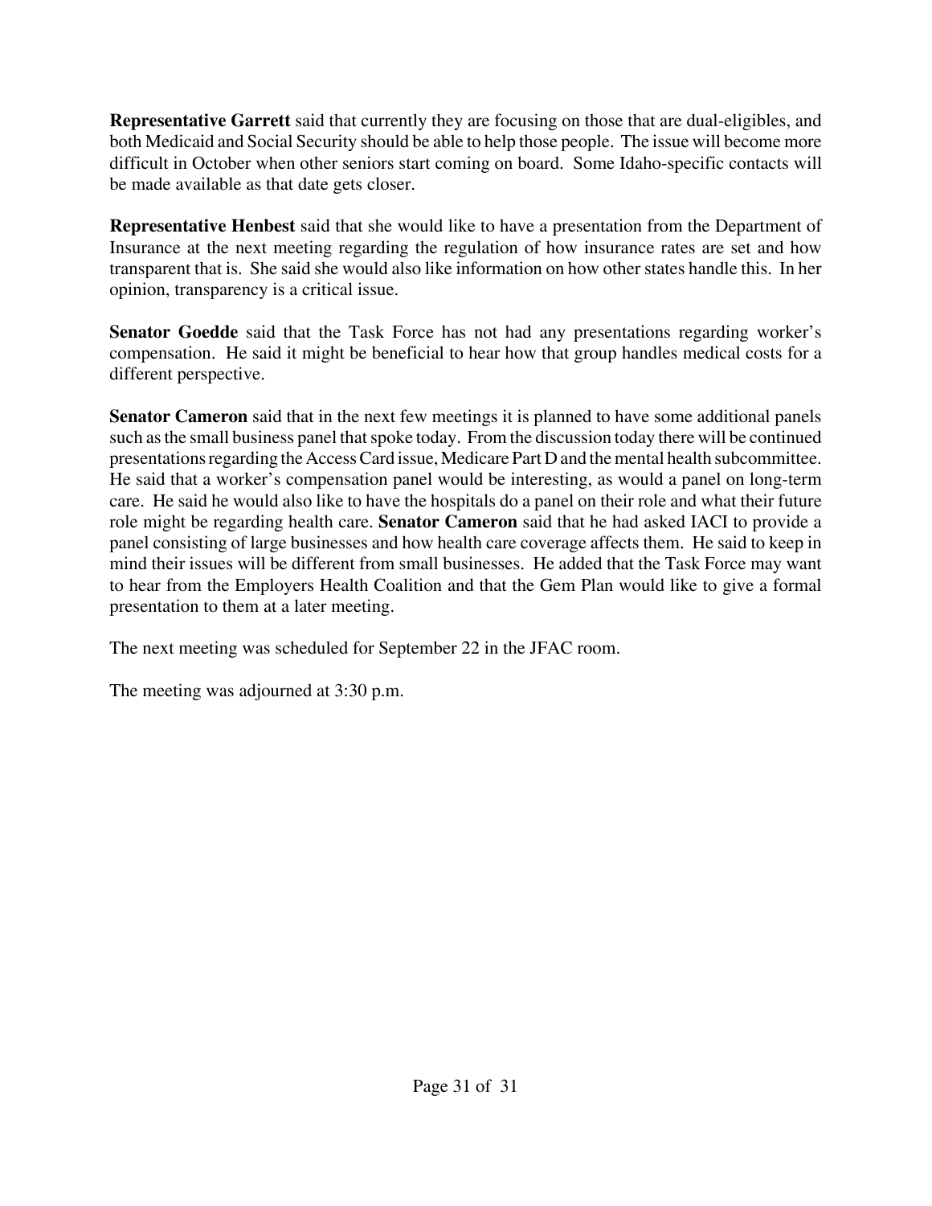**Representative Garrett** said that currently they are focusing on those that are dual-eligibles, and both Medicaid and Social Security should be able to help those people. The issue will become more difficult in October when other seniors start coming on board. Some Idaho-specific contacts will be made available as that date gets closer.

**Representative Henbest** said that she would like to have a presentation from the Department of Insurance at the next meeting regarding the regulation of how insurance rates are set and how transparent that is. She said she would also like information on how other states handle this. In her opinion, transparency is a critical issue.

**Senator Goedde** said that the Task Force has not had any presentations regarding worker's compensation. He said it might be beneficial to hear how that group handles medical costs for a different perspective.

**Senator Cameron** said that in the next few meetings it is planned to have some additional panels such as the small business panel that spoke today. From the discussion today there will be continued presentations regarding the Access Card issue, Medicare Part D and the mental health subcommittee. He said that a worker's compensation panel would be interesting, as would a panel on long-term care. He said he would also like to have the hospitals do a panel on their role and what their future role might be regarding health care. **Senator Cameron** said that he had asked IACI to provide a panel consisting of large businesses and how health care coverage affects them. He said to keep in mind their issues will be different from small businesses. He added that the Task Force may want to hear from the Employers Health Coalition and that the Gem Plan would like to give a formal presentation to them at a later meeting.

The next meeting was scheduled for September 22 in the JFAC room.

The meeting was adjourned at 3:30 p.m.